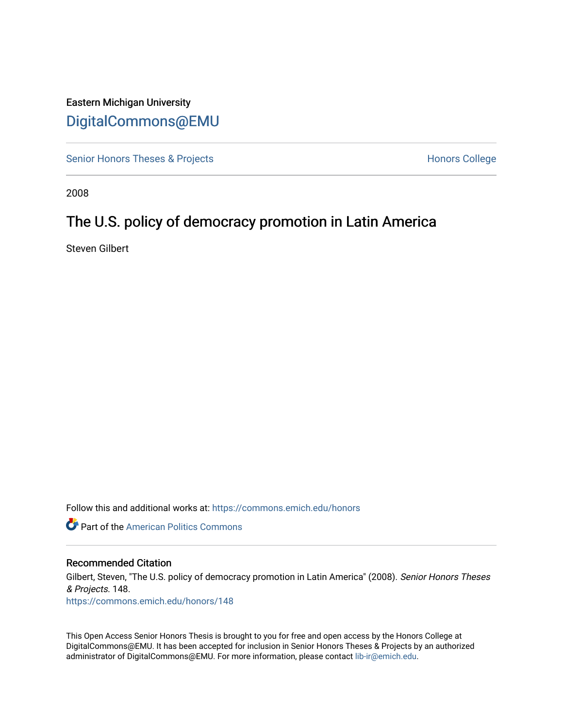Eastern Michigan University

DigitalCommons@EMU

Senior Honors Theses & Projects

Honors College

2008

# The U.S. policy of democracy promotion in Latin America

Steven Gilbert

Follow this and additional works at: https://commons.emich.edu/honors

Part of the American Politics Commons

## Recommended Citation

Gilbert, Steven, "The U.S. policy of democracy promotion in Latin America" (2008). *Senior Honors Theses & Projects*. 148.
https://commons.emich.edu/honors/148

This Open Access Senior Honors Thesis is brought to you for free and open access by the Honors College at DigitalCommons@EMU. It has been accepted for inclusion in Senior Honors Theses & Projects by an authorized administrator of DigitalCommons@EMU. For more information, please contact lib-ir@emich.edu.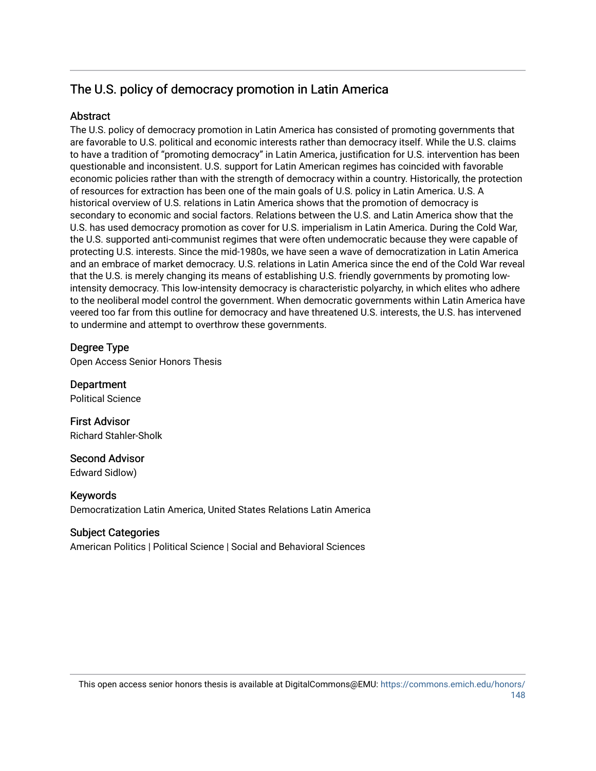## The U.S. policy of democracy promotion in Latin America

### Abstract

The U.S. policy of democracy promotion in Latin America has consisted of promoting governments that are favorable to U.S. political and economic interests rather than democracy itself. While the U.S. claims to have a tradition of "promoting democracy" in Latin America, justification for U.S. intervention has been questionable and inconsistent. U.S. support for Latin American regimes has coincided with favorable economic policies rather than with the strength of democracy within a country. Historically, the protection of resources for extraction has been one of the main goals of U.S. policy in Latin America. U.S. A historical overview of U.S. relations in Latin America shows that the promotion of democracy is secondary to economic and social factors. Relations between the U.S. and Latin America show that the U.S. has used democracy promotion as cover for U.S. imperialism in Latin America. During the Cold War, the U.S. supported anti-communist regimes that were often undemocratic because they were capable of protecting U.S. interests. Since the mid-1980s, we have seen a wave of democratization in Latin America and an embrace of market democracy. U.S. relations in Latin America since the end of the Cold War reveal that the U.S. is merely changing its means of establishing U.S. friendly governments by promoting low-intensity democracy. This low-intensity democracy is characteristic polyarchy, in which elites who adhere to the neoliberal model control the government. When democratic governments within Latin America have veered too far from this outline for democracy and have threatened U.S. interests, the U.S. has intervened to undermine and attempt to overthrow these governments.

### Degree Type

Open Access Senior Honors Thesis

### Department

Political Science

### First Advisor

Richard Stahler-Sholk

### Second Advisor

Edward Sidlow)

### Keywords

Democratization Latin America, United States Relations Latin America

### Subject Categories

American Politics | Political Science | Social and Behavioral Sciences

This open access senior honors thesis is available at DigitalCommons@EMU: https://commons.emich.edu/honors/148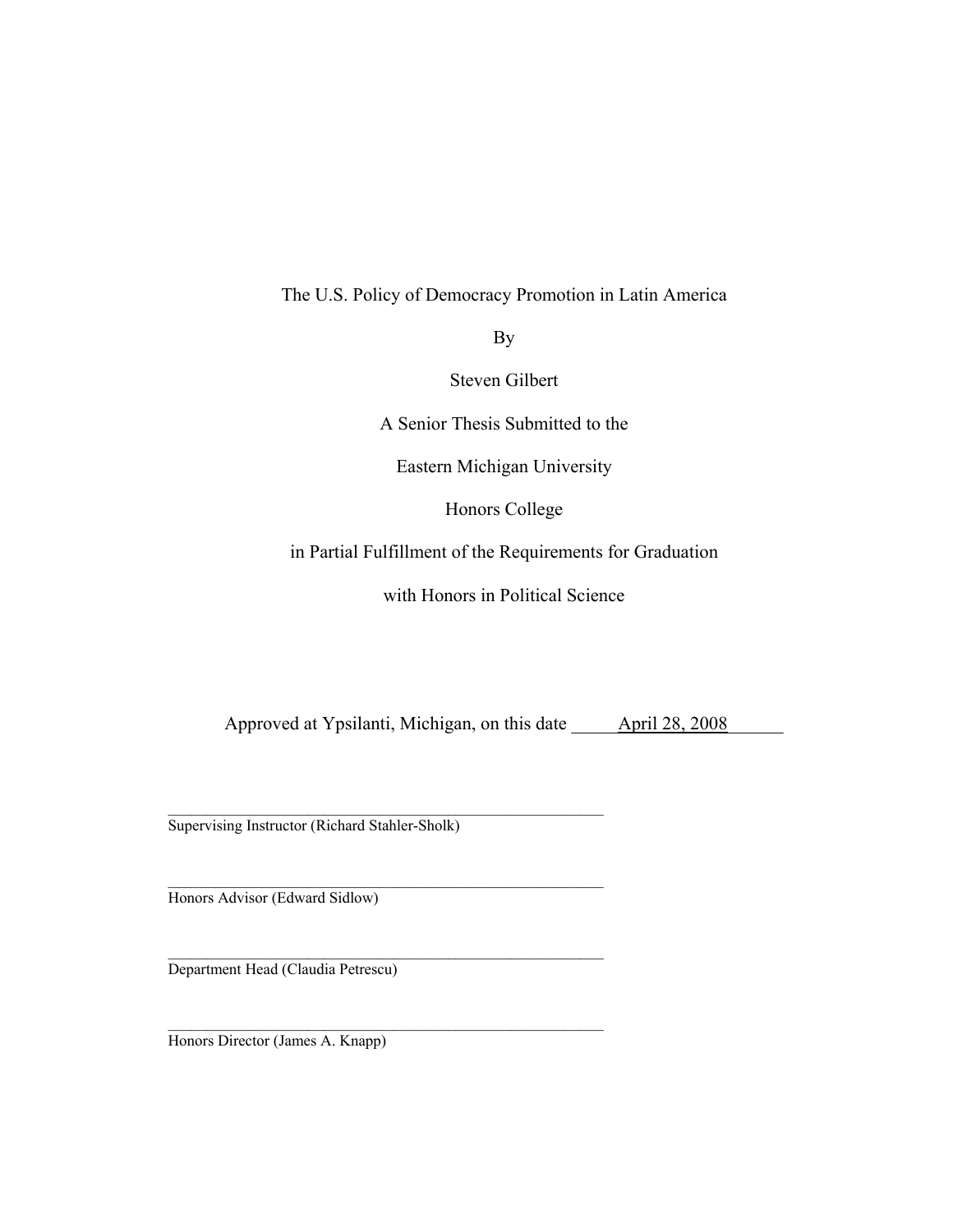The U.S. Policy of Democracy Promotion in Latin America

By

Steven Gilbert

A Senior Thesis Submitted to the

Eastern Michigan University

Honors College

in Partial Fulfillment of the Requirements for Graduation

with Honors in Political Science

Approved at Ypsilanti, Michigan, on this date _____April 28, 2008______

\_\_\_\_\_\_\_\_\_\_\_\_\_\_\_\_\_\_\_\_\_\_\_\_\_\_\_\_\_\_\_\_\_\_\_\_\_\_\_\_\_\_\_\_\_\_\_\_\_\_\_\_\_\_\_\_
Supervising Instructor (Richard Stahler-Sholk)

\_\_\_\_\_\_\_\_\_\_\_\_\_\_\_\_\_\_\_\_\_\_\_\_\_\_\_\_\_\_\_\_\_\_\_\_\_\_\_\_\_\_\_\_\_\_\_\_\_\_\_\_\_\_\_\_
Honors Advisor (Edward Sidlow)

\_\_\_\_\_\_\_\_\_\_\_\_\_\_\_\_\_\_\_\_\_\_\_\_\_\_\_\_\_\_\_\_\_\_\_\_\_\_\_\_\_\_\_\_\_\_\_\_\_\_\_\_\_\_\_\_
Department Head (Claudia Petrescu)

\_\_\_\_\_\_\_\_\_\_\_\_\_\_\_\_\_\_\_\_\_\_\_\_\_\_\_\_\_\_\_\_\_\_\_\_\_\_\_\_\_\_\_\_\_\_\_\_\_\_\_\_\_\_\_\_
Honors Director (James A. Knapp)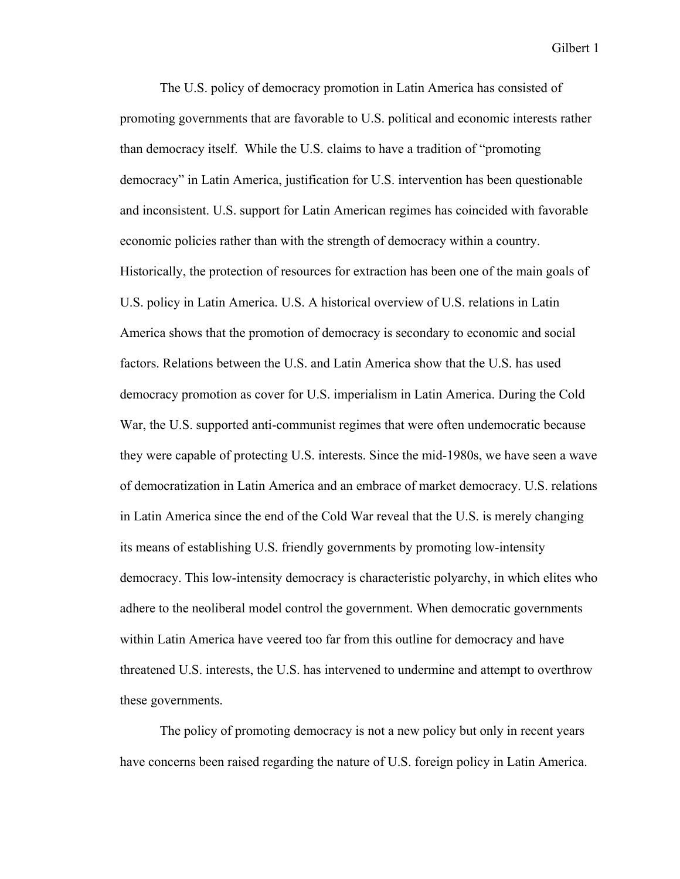The U.S. policy of democracy promotion in Latin America has consisted of promoting governments that are favorable to U.S. political and economic interests rather than democracy itself. While the U.S. claims to have a tradition of "promoting democracy" in Latin America, justification for U.S. intervention has been questionable and inconsistent. U.S. support for Latin American regimes has coincided with favorable economic policies rather than with the strength of democracy within a country. Historically, the protection of resources for extraction has been one of the main goals of U.S. policy in Latin America. U.S. A historical overview of U.S. relations in Latin America shows that the promotion of democracy is secondary to economic and social factors. Relations between the U.S. and Latin America show that the U.S. has used democracy promotion as cover for U.S. imperialism in Latin America. During the Cold War, the U.S. supported anti-communist regimes that were often undemocratic because they were capable of protecting U.S. interests. Since the mid-1980s, we have seen a wave of democratization in Latin America and an embrace of market democracy. U.S. relations in Latin America since the end of the Cold War reveal that the U.S. is merely changing its means of establishing U.S. friendly governments by promoting low-intensity democracy. This low-intensity democracy is characteristic polyarchy, in which elites who adhere to the neoliberal model control the government. When democratic governments within Latin America have veered too far from this outline for democracy and have threatened U.S. interests, the U.S. has intervened to undermine and attempt to overthrow these governments.

The policy of promoting democracy is not a new policy but only in recent years have concerns been raised regarding the nature of U.S. foreign policy in Latin America.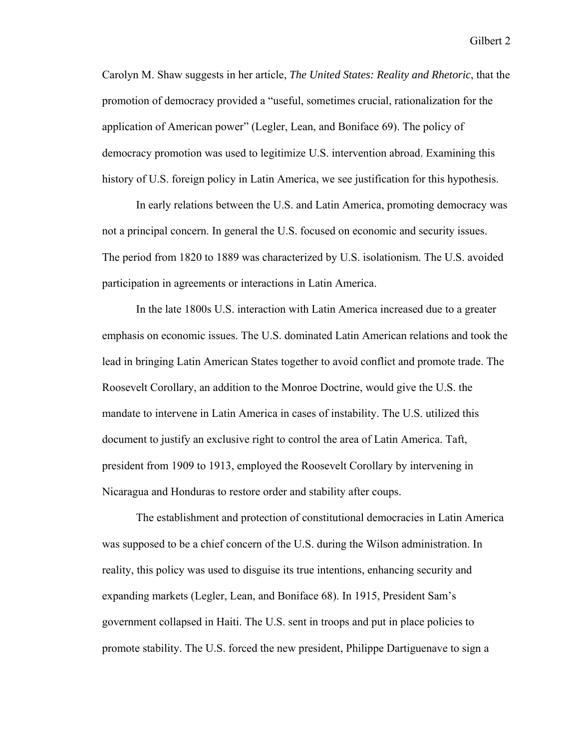Carolyn M. Shaw suggests in her article, *The United States: Reality and Rhetoric*, that the promotion of democracy provided a "useful, sometimes crucial, rationalization for the application of American power" (Legler, Lean, and Boniface 69). The policy of democracy promotion was used to legitimize U.S. intervention abroad. Examining this history of U.S. foreign policy in Latin America, we see justification for this hypothesis.

In early relations between the U.S. and Latin America, promoting democracy was not a principal concern. In general the U.S. focused on economic and security issues. The period from 1820 to 1889 was characterized by U.S. isolationism. The U.S. avoided participation in agreements or interactions in Latin America.

In the late 1800s U.S. interaction with Latin America increased due to a greater emphasis on economic issues. The U.S. dominated Latin American relations and took the lead in bringing Latin American States together to avoid conflict and promote trade. The Roosevelt Corollary, an addition to the Monroe Doctrine, would give the U.S. the mandate to intervene in Latin America in cases of instability. The U.S. utilized this document to justify an exclusive right to control the area of Latin America. Taft, president from 1909 to 1913, employed the Roosevelt Corollary by intervening in Nicaragua and Honduras to restore order and stability after coups.

The establishment and protection of constitutional democracies in Latin America was supposed to be a chief concern of the U.S. during the Wilson administration. In reality, this policy was used to disguise its true intentions, enhancing security and expanding markets (Legler, Lean, and Boniface 68). In 1915, President Sam's government collapsed in Haiti. The U.S. sent in troops and put in place policies to promote stability. The U.S. forced the new president, Philippe Dartiguenave to sign a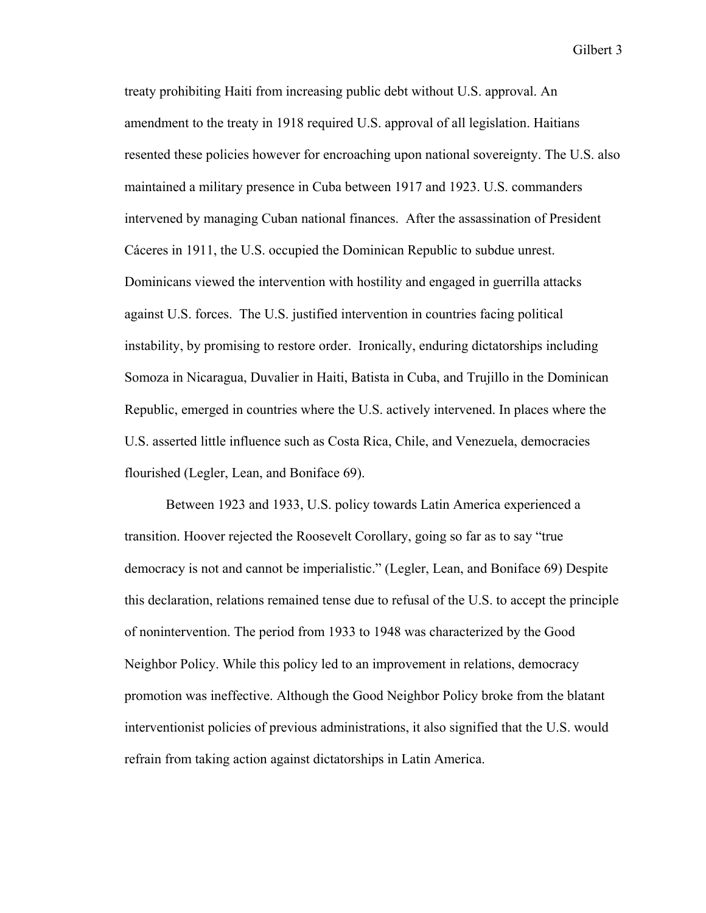treaty prohibiting Haiti from increasing public debt without U.S. approval. An amendment to the treaty in 1918 required U.S. approval of all legislation. Haitians resented these policies however for encroaching upon national sovereignty. The U.S. also maintained a military presence in Cuba between 1917 and 1923. U.S. commanders intervened by managing Cuban national finances. After the assassination of President Cáceres in 1911, the U.S. occupied the Dominican Republic to subdue unrest. Dominicans viewed the intervention with hostility and engaged in guerrilla attacks against U.S. forces. The U.S. justified intervention in countries facing political instability, by promising to restore order. Ironically, enduring dictatorships including Somoza in Nicaragua, Duvalier in Haiti, Batista in Cuba, and Trujillo in the Dominican Republic, emerged in countries where the U.S. actively intervened. In places where the U.S. asserted little influence such as Costa Rica, Chile, and Venezuela, democracies flourished (Legler, Lean, and Boniface 69).

Between 1923 and 1933, U.S. policy towards Latin America experienced a transition. Hoover rejected the Roosevelt Corollary, going so far as to say "true democracy is not and cannot be imperialistic." (Legler, Lean, and Boniface 69) Despite this declaration, relations remained tense due to refusal of the U.S. to accept the principle of nonintervention. The period from 1933 to 1948 was characterized by the Good Neighbor Policy. While this policy led to an improvement in relations, democracy promotion was ineffective. Although the Good Neighbor Policy broke from the blatant interventionist policies of previous administrations, it also signified that the U.S. would refrain from taking action against dictatorships in Latin America.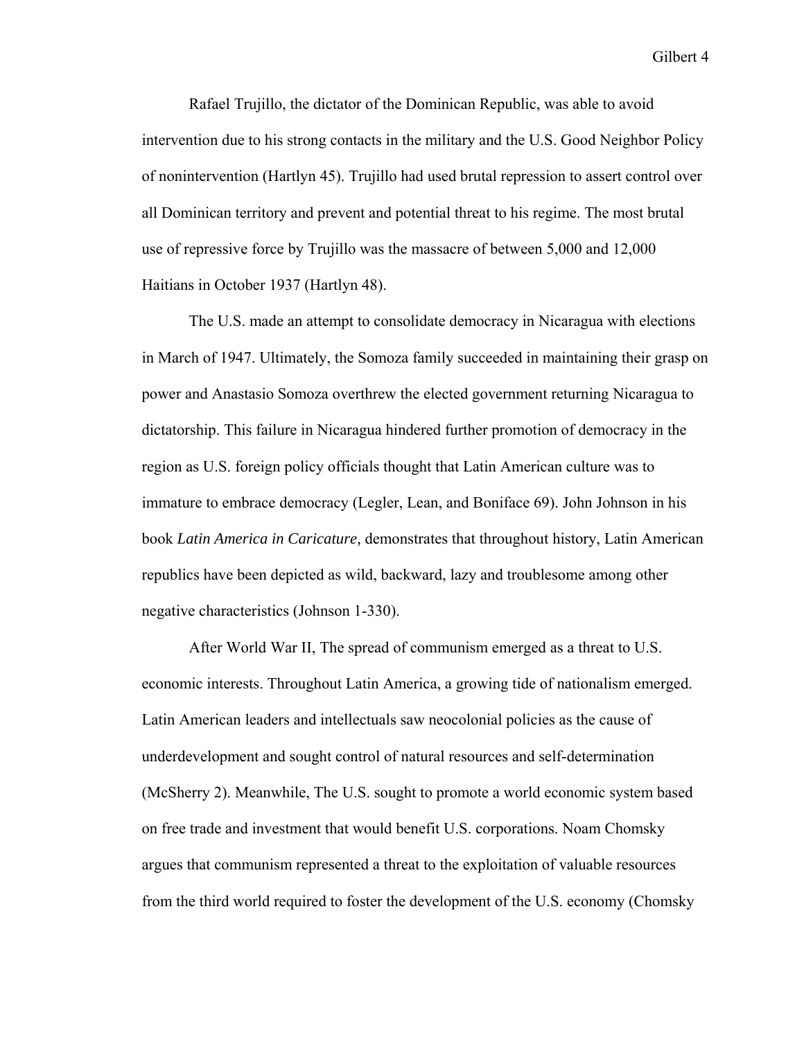Rafael Trujillo, the dictator of the Dominican Republic, was able to avoid intervention due to his strong contacts in the military and the U.S. Good Neighbor Policy of nonintervention (Hartlyn 45). Trujillo had used brutal repression to assert control over all Dominican territory and prevent and potential threat to his regime. The most brutal use of repressive force by Trujillo was the massacre of between 5,000 and 12,000 Haitians in October 1937 (Hartlyn 48).

The U.S. made an attempt to consolidate democracy in Nicaragua with elections in March of 1947. Ultimately, the Somoza family succeeded in maintaining their grasp on power and Anastasio Somoza overthrew the elected government returning Nicaragua to dictatorship. This failure in Nicaragua hindered further promotion of democracy in the region as U.S. foreign policy officials thought that Latin American culture was to immature to embrace democracy (Legler, Lean, and Boniface 69). John Johnson in his book *Latin America in Caricature,* demonstrates that throughout history, Latin American republics have been depicted as wild, backward, lazy and troublesome among other negative characteristics (Johnson 1-330).

After World War II, The spread of communism emerged as a threat to U.S. economic interests. Throughout Latin America, a growing tide of nationalism emerged. Latin American leaders and intellectuals saw neocolonial policies as the cause of underdevelopment and sought control of natural resources and self-determination (McSherry 2). Meanwhile, The U.S. sought to promote a world economic system based on free trade and investment that would benefit U.S. corporations. Noam Chomsky argues that communism represented a threat to the exploitation of valuable resources from the third world required to foster the development of the U.S. economy (Chomsky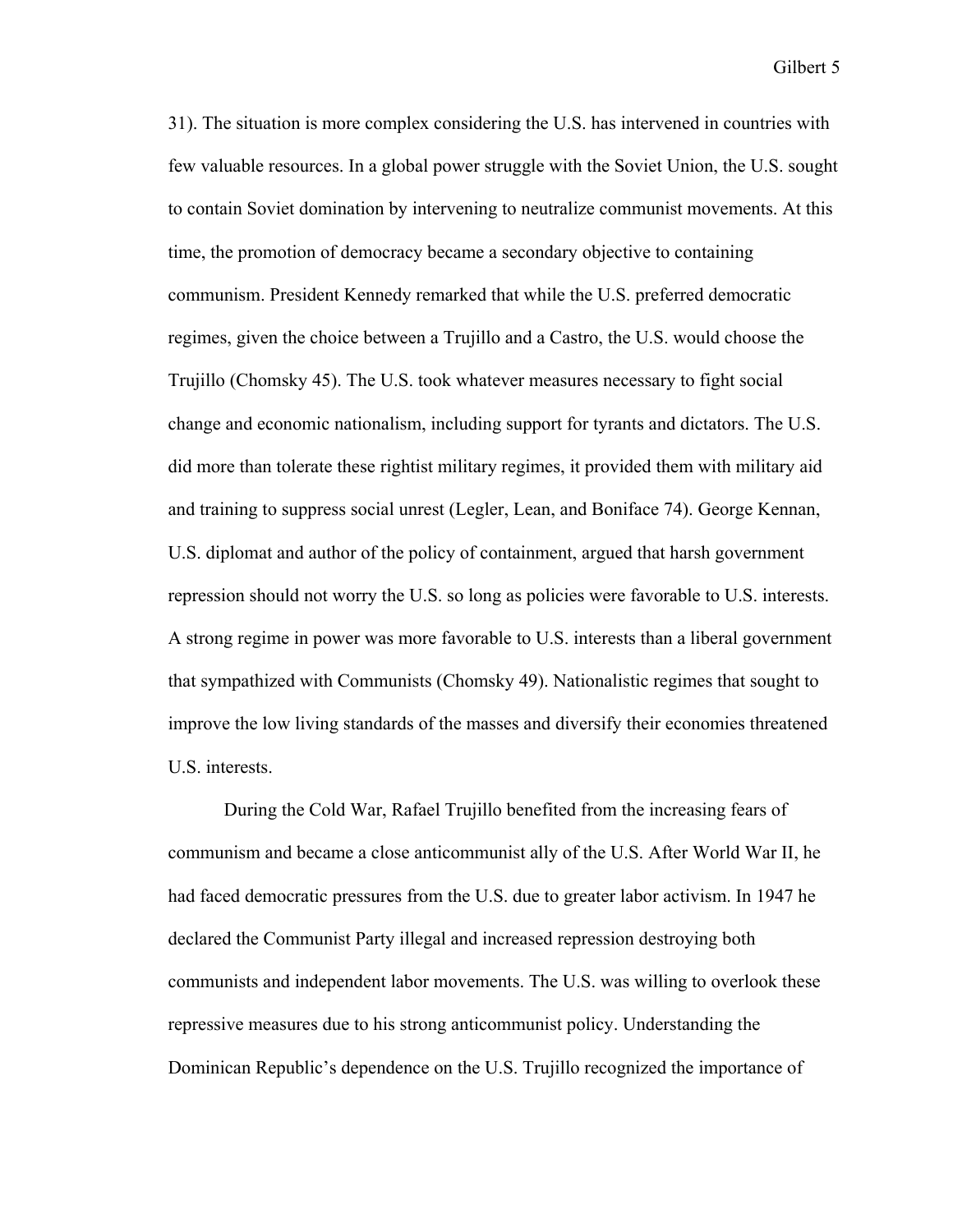31). The situation is more complex considering the U.S. has intervened in countries with few valuable resources. In a global power struggle with the Soviet Union, the U.S. sought to contain Soviet domination by intervening to neutralize communist movements. At this time, the promotion of democracy became a secondary objective to containing communism. President Kennedy remarked that while the U.S. preferred democratic regimes, given the choice between a Trujillo and a Castro, the U.S. would choose the Trujillo (Chomsky 45). The U.S. took whatever measures necessary to fight social change and economic nationalism, including support for tyrants and dictators. The U.S. did more than tolerate these rightist military regimes, it provided them with military aid and training to suppress social unrest (Legler, Lean, and Boniface 74). George Kennan, U.S. diplomat and author of the policy of containment, argued that harsh government repression should not worry the U.S. so long as policies were favorable to U.S. interests. A strong regime in power was more favorable to U.S. interests than a liberal government that sympathized with Communists (Chomsky 49). Nationalistic regimes that sought to improve the low living standards of the masses and diversify their economies threatened U.S. interests.

During the Cold War, Rafael Trujillo benefited from the increasing fears of communism and became a close anticommunist ally of the U.S. After World War II, he had faced democratic pressures from the U.S. due to greater labor activism. In 1947 he declared the Communist Party illegal and increased repression destroying both communists and independent labor movements. The U.S. was willing to overlook these repressive measures due to his strong anticommunist policy. Understanding the Dominican Republic's dependence on the U.S. Trujillo recognized the importance of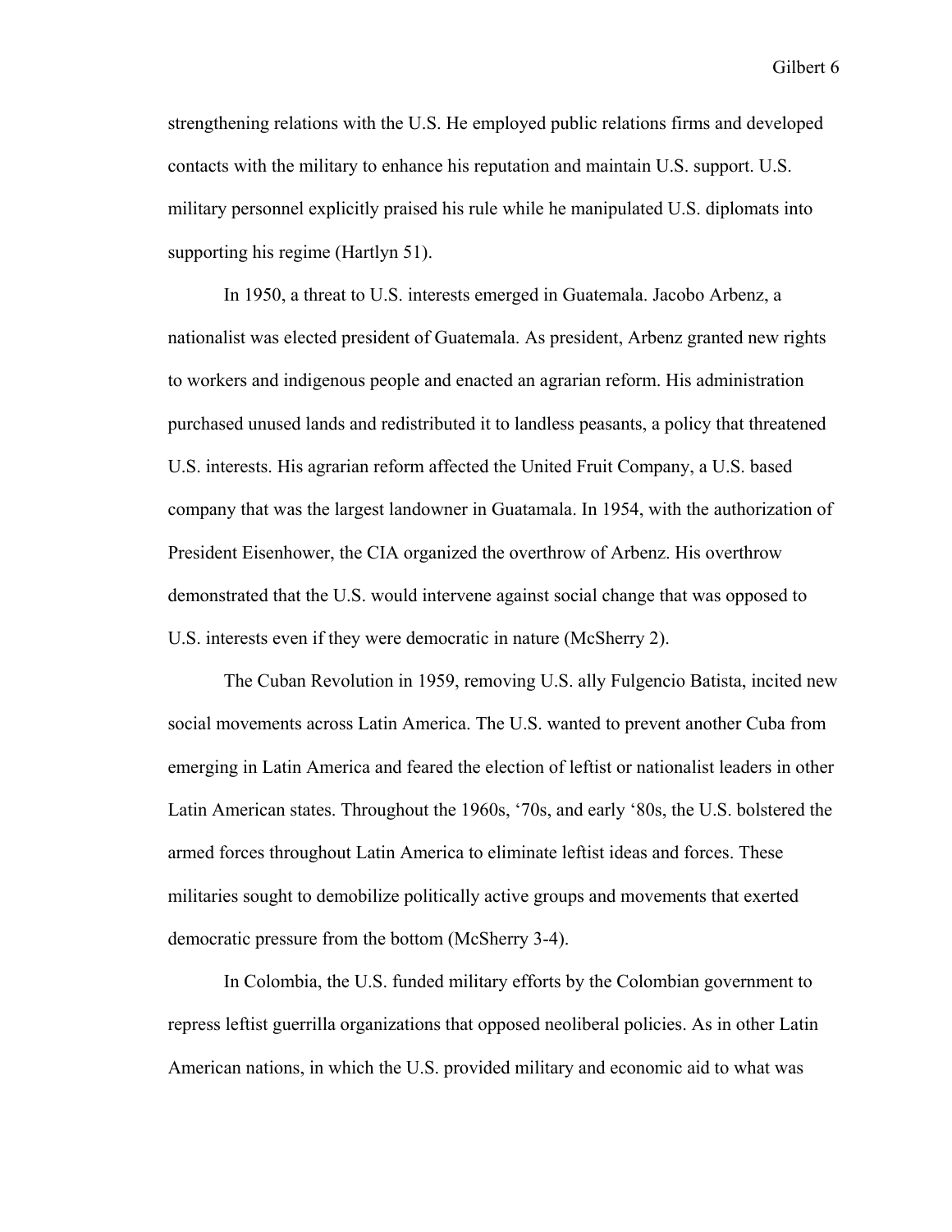strengthening relations with the U.S. He employed public relations firms and developed contacts with the military to enhance his reputation and maintain U.S. support. U.S. military personnel explicitly praised his rule while he manipulated U.S. diplomats into supporting his regime (Hartlyn 51).

In 1950, a threat to U.S. interests emerged in Guatemala. Jacobo Arbenz, a nationalist was elected president of Guatemala. As president, Arbenz granted new rights to workers and indigenous people and enacted an agrarian reform. His administration purchased unused lands and redistributed it to landless peasants, a policy that threatened U.S. interests. His agrarian reform affected the United Fruit Company, a U.S. based company that was the largest landowner in Guatamala. In 1954, with the authorization of President Eisenhower, the CIA organized the overthrow of Arbenz. His overthrow demonstrated that the U.S. would intervene against social change that was opposed to U.S. interests even if they were democratic in nature (McSherry 2).

The Cuban Revolution in 1959, removing U.S. ally Fulgencio Batista, incited new social movements across Latin America. The U.S. wanted to prevent another Cuba from emerging in Latin America and feared the election of leftist or nationalist leaders in other Latin American states. Throughout the 1960s, '70s, and early '80s, the U.S. bolstered the armed forces throughout Latin America to eliminate leftist ideas and forces. These militaries sought to demobilize politically active groups and movements that exerted democratic pressure from the bottom (McSherry 3-4).

In Colombia, the U.S. funded military efforts by the Colombian government to repress leftist guerrilla organizations that opposed neoliberal policies. As in other Latin American nations, in which the U.S. provided military and economic aid to what was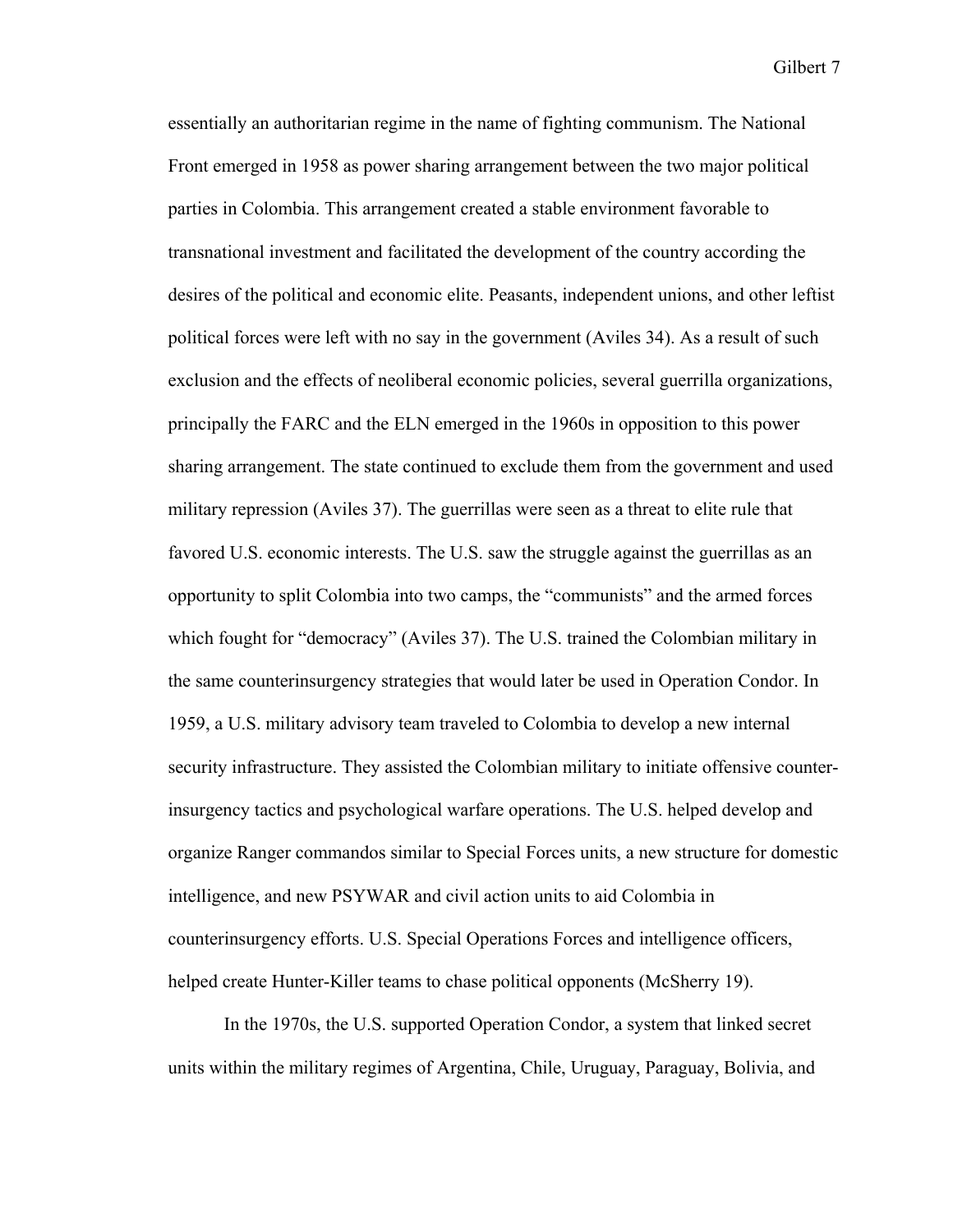essentially an authoritarian regime in the name of fighting communism. The National Front emerged in 1958 as power sharing arrangement between the two major political parties in Colombia. This arrangement created a stable environment favorable to transnational investment and facilitated the development of the country according the desires of the political and economic elite. Peasants, independent unions, and other leftist political forces were left with no say in the government (Aviles 34). As a result of such exclusion and the effects of neoliberal economic policies, several guerrilla organizations, principally the FARC and the ELN emerged in the 1960s in opposition to this power sharing arrangement. The state continued to exclude them from the government and used military repression (Aviles 37). The guerrillas were seen as a threat to elite rule that favored U.S. economic interests. The U.S. saw the struggle against the guerrillas as an opportunity to split Colombia into two camps, the "communists" and the armed forces which fought for "democracy" (Aviles 37). The U.S. trained the Colombian military in the same counterinsurgency strategies that would later be used in Operation Condor. In 1959, a U.S. military advisory team traveled to Colombia to develop a new internal security infrastructure. They assisted the Colombian military to initiate offensive counter-insurgency tactics and psychological warfare operations. The U.S. helped develop and organize Ranger commandos similar to Special Forces units, a new structure for domestic intelligence, and new PSYWAR and civil action units to aid Colombia in counterinsurgency efforts. U.S. Special Operations Forces and intelligence officers, helped create Hunter-Killer teams to chase political opponents (McSherry 19).

In the 1970s, the U.S. supported Operation Condor, a system that linked secret units within the military regimes of Argentina, Chile, Uruguay, Paraguay, Bolivia, and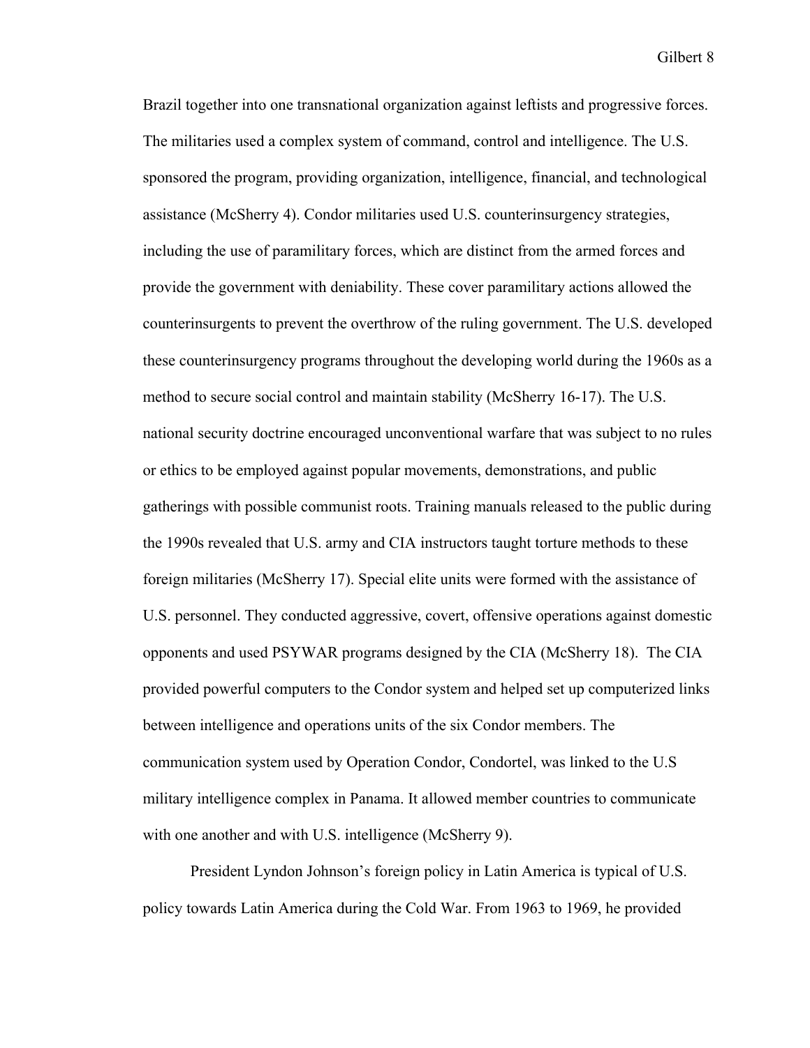Brazil together into one transnational organization against leftists and progressive forces. The militaries used a complex system of command, control and intelligence. The U.S. sponsored the program, providing organization, intelligence, financial, and technological assistance (McSherry 4). Condor militaries used U.S. counterinsurgency strategies, including the use of paramilitary forces, which are distinct from the armed forces and provide the government with deniability. These cover paramilitary actions allowed the counterinsurgents to prevent the overthrow of the ruling government. The U.S. developed these counterinsurgency programs throughout the developing world during the 1960s as a method to secure social control and maintain stability (McSherry 16-17). The U.S. national security doctrine encouraged unconventional warfare that was subject to no rules or ethics to be employed against popular movements, demonstrations, and public gatherings with possible communist roots. Training manuals released to the public during the 1990s revealed that U.S. army and CIA instructors taught torture methods to these foreign militaries (McSherry 17). Special elite units were formed with the assistance of U.S. personnel. They conducted aggressive, covert, offensive operations against domestic opponents and used PSYWAR programs designed by the CIA (McSherry 18). The CIA provided powerful computers to the Condor system and helped set up computerized links between intelligence and operations units of the six Condor members. The communication system used by Operation Condor, Condortel, was linked to the U.S military intelligence complex in Panama. It allowed member countries to communicate with one another and with U.S. intelligence (McSherry 9).

President Lyndon Johnson's foreign policy in Latin America is typical of U.S. policy towards Latin America during the Cold War. From 1963 to 1969, he provided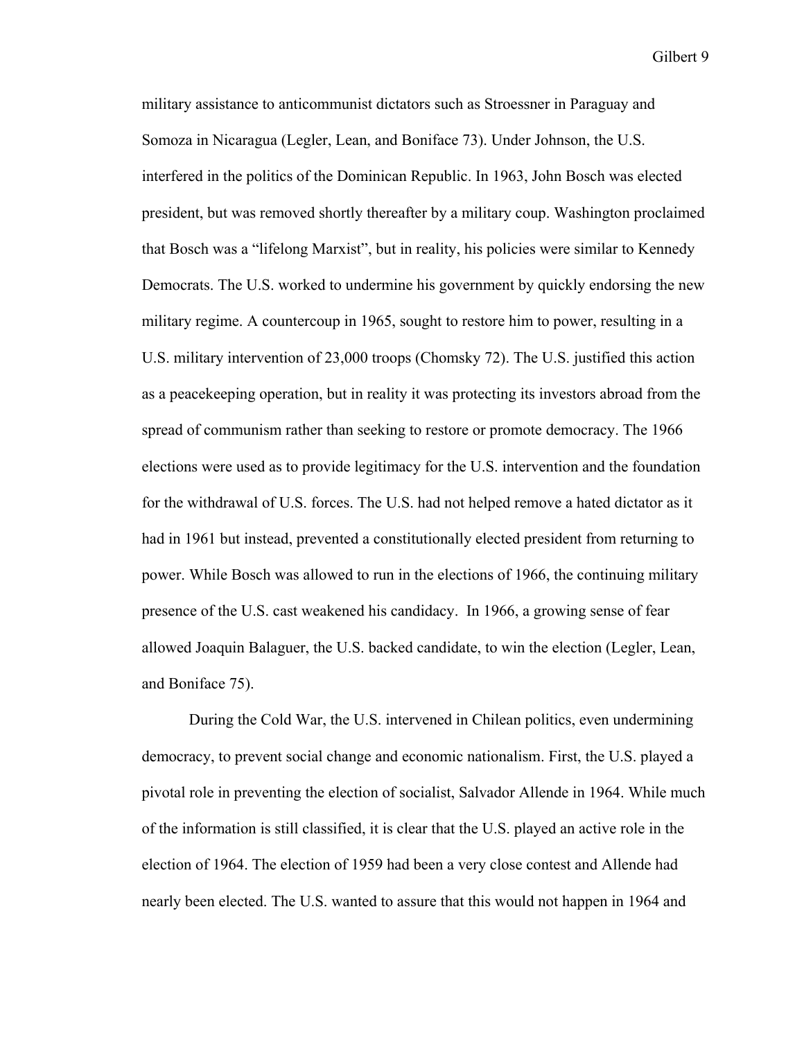military assistance to anticommunist dictators such as Stroessner in Paraguay and Somoza in Nicaragua (Legler, Lean, and Boniface 73). Under Johnson, the U.S. interfered in the politics of the Dominican Republic. In 1963, John Bosch was elected president, but was removed shortly thereafter by a military coup. Washington proclaimed that Bosch was a "lifelong Marxist", but in reality, his policies were similar to Kennedy Democrats. The U.S. worked to undermine his government by quickly endorsing the new military regime. A countercoup in 1965, sought to restore him to power, resulting in a U.S. military intervention of 23,000 troops (Chomsky 72). The U.S. justified this action as a peacekeeping operation, but in reality it was protecting its investors abroad from the spread of communism rather than seeking to restore or promote democracy. The 1966 elections were used as to provide legitimacy for the U.S. intervention and the foundation for the withdrawal of U.S. forces. The U.S. had not helped remove a hated dictator as it had in 1961 but instead, prevented a constitutionally elected president from returning to power. While Bosch was allowed to run in the elections of 1966, the continuing military presence of the U.S. cast weakened his candidacy. In 1966, a growing sense of fear allowed Joaquin Balaguer, the U.S. backed candidate, to win the election (Legler, Lean, and Boniface 75).

During the Cold War, the U.S. intervened in Chilean politics, even undermining democracy, to prevent social change and economic nationalism. First, the U.S. played a pivotal role in preventing the election of socialist, Salvador Allende in 1964. While much of the information is still classified, it is clear that the U.S. played an active role in the election of 1964. The election of 1959 had been a very close contest and Allende had nearly been elected. The U.S. wanted to assure that this would not happen in 1964 and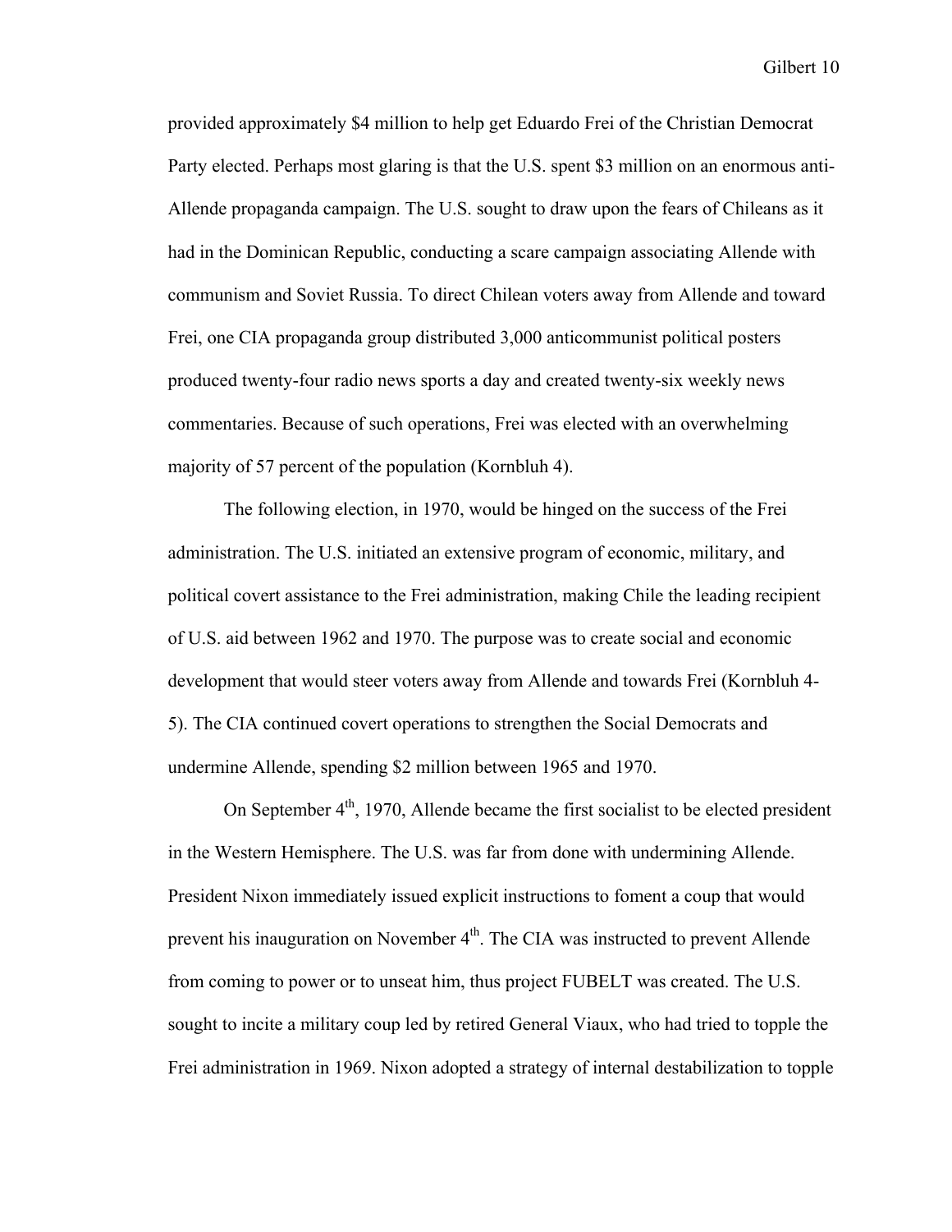provided approximately $4 million to help get Eduardo Frei of the Christian Democrat Party elected. Perhaps most glaring is that the U.S. spent $3 million on an enormous anti-Allende propaganda campaign. The U.S. sought to draw upon the fears of Chileans as it had in the Dominican Republic, conducting a scare campaign associating Allende with communism and Soviet Russia. To direct Chilean voters away from Allende and toward Frei, one CIA propaganda group distributed 3,000 anticommunist political posters produced twenty-four radio news sports a day and created twenty-six weekly news commentaries. Because of such operations, Frei was elected with an overwhelming majority of 57 percent of the population (Kornbluh 4).

The following election, in 1970, would be hinged on the success of the Frei administration. The U.S. initiated an extensive program of economic, military, and political covert assistance to the Frei administration, making Chile the leading recipient of U.S. aid between 1962 and 1970. The purpose was to create social and economic development that would steer voters away from Allende and towards Frei (Kornbluh 4-5). The CIA continued covert operations to strengthen the Social Democrats and undermine Allende, spending $2 million between 1965 and 1970.

On September 4th, 1970, Allende became the first socialist to be elected president in the Western Hemisphere. The U.S. was far from done with undermining Allende. President Nixon immediately issued explicit instructions to foment a coup that would prevent his inauguration on November 4th. The CIA was instructed to prevent Allende from coming to power or to unseat him, thus project FUBELT was created. The U.S. sought to incite a military coup led by retired General Viaux, who had tried to topple the Frei administration in 1969. Nixon adopted a strategy of internal destabilization to topple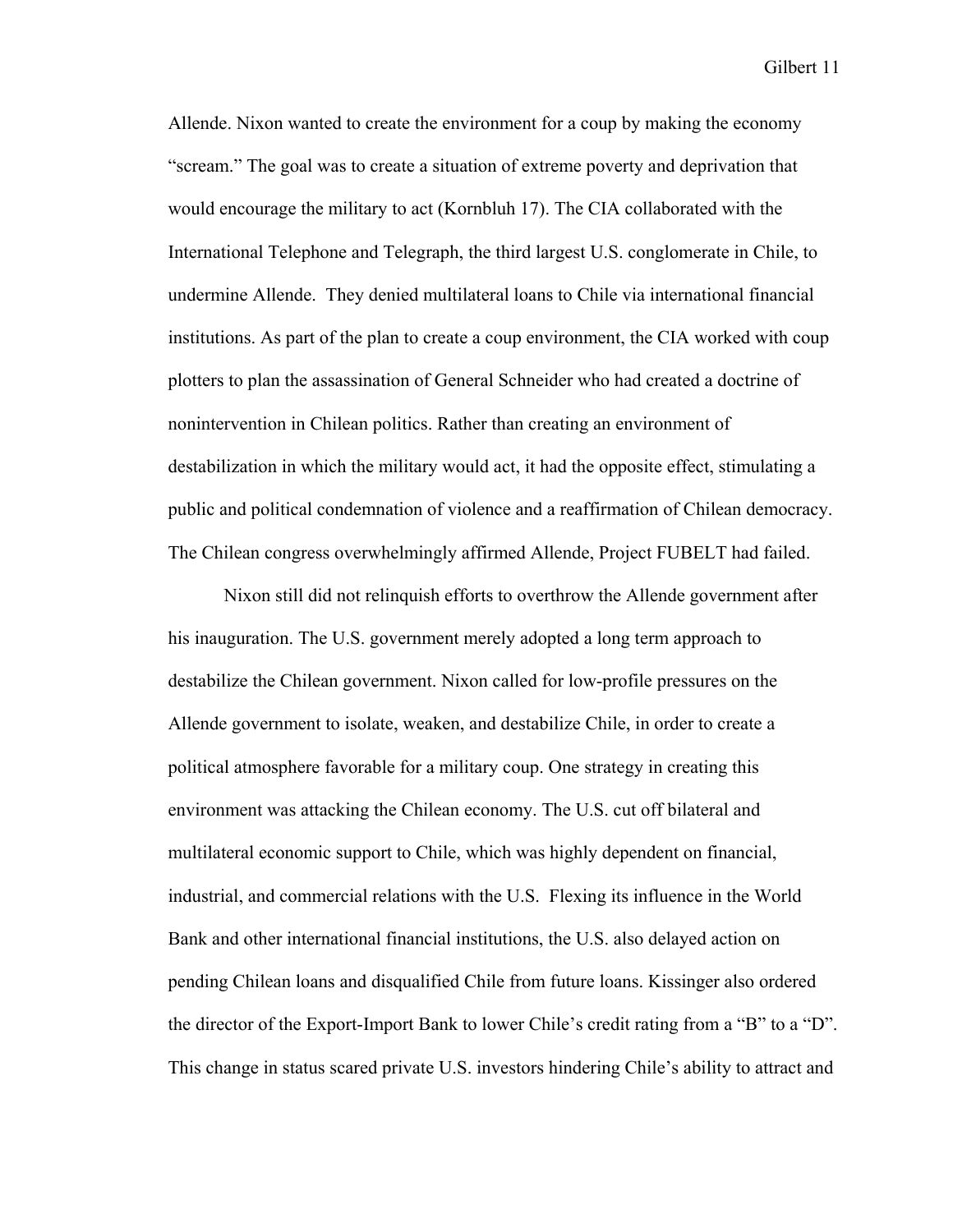Allende. Nixon wanted to create the environment for a coup by making the economy "scream." The goal was to create a situation of extreme poverty and deprivation that would encourage the military to act (Kornbluh 17). The CIA collaborated with the International Telephone and Telegraph, the third largest U.S. conglomerate in Chile, to undermine Allende. They denied multilateral loans to Chile via international financial institutions. As part of the plan to create a coup environment, the CIA worked with coup plotters to plan the assassination of General Schneider who had created a doctrine of nonintervention in Chilean politics. Rather than creating an environment of destabilization in which the military would act, it had the opposite effect, stimulating a public and political condemnation of violence and a reaffirmation of Chilean democracy. The Chilean congress overwhelmingly affirmed Allende, Project FUBELT had failed.

Nixon still did not relinquish efforts to overthrow the Allende government after his inauguration. The U.S. government merely adopted a long term approach to destabilize the Chilean government. Nixon called for low-profile pressures on the Allende government to isolate, weaken, and destabilize Chile, in order to create a political atmosphere favorable for a military coup. One strategy in creating this environment was attacking the Chilean economy. The U.S. cut off bilateral and multilateral economic support to Chile, which was highly dependent on financial, industrial, and commercial relations with the U.S. Flexing its influence in the World Bank and other international financial institutions, the U.S. also delayed action on pending Chilean loans and disqualified Chile from future loans. Kissinger also ordered the director of the Export-Import Bank to lower Chile's credit rating from a "B" to a "D". This change in status scared private U.S. investors hindering Chile's ability to attract and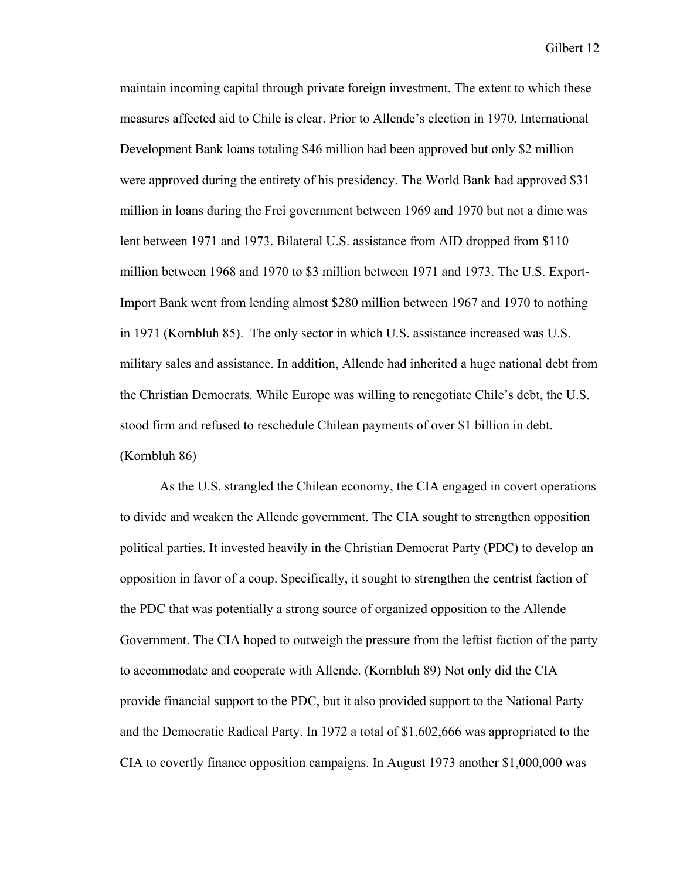maintain incoming capital through private foreign investment. The extent to which these measures affected aid to Chile is clear. Prior to Allende's election in 1970, International Development Bank loans totaling $46 million had been approved but only $2 million were approved during the entirety of his presidency. The World Bank had approved $31 million in loans during the Frei government between 1969 and 1970 but not a dime was lent between 1971 and 1973. Bilateral U.S. assistance from AID dropped from $110 million between 1968 and 1970 to $3 million between 1971 and 1973. The U.S. Export-Import Bank went from lending almost $280 million between 1967 and 1970 to nothing in 1971 (Kornbluh 85). The only sector in which U.S. assistance increased was U.S. military sales and assistance. In addition, Allende had inherited a huge national debt from the Christian Democrats. While Europe was willing to renegotiate Chile's debt, the U.S. stood firm and refused to reschedule Chilean payments of over $1 billion in debt. (Kornbluh 86)

As the U.S. strangled the Chilean economy, the CIA engaged in covert operations to divide and weaken the Allende government. The CIA sought to strengthen opposition political parties. It invested heavily in the Christian Democrat Party (PDC) to develop an opposition in favor of a coup. Specifically, it sought to strengthen the centrist faction of the PDC that was potentially a strong source of organized opposition to the Allende Government. The CIA hoped to outweigh the pressure from the leftist faction of the party to accommodate and cooperate with Allende. (Kornbluh 89) Not only did the CIA provide financial support to the PDC, but it also provided support to the National Party and the Democratic Radical Party. In 1972 a total of $1,602,666 was appropriated to the CIA to covertly finance opposition campaigns. In August 1973 another $1,000,000 was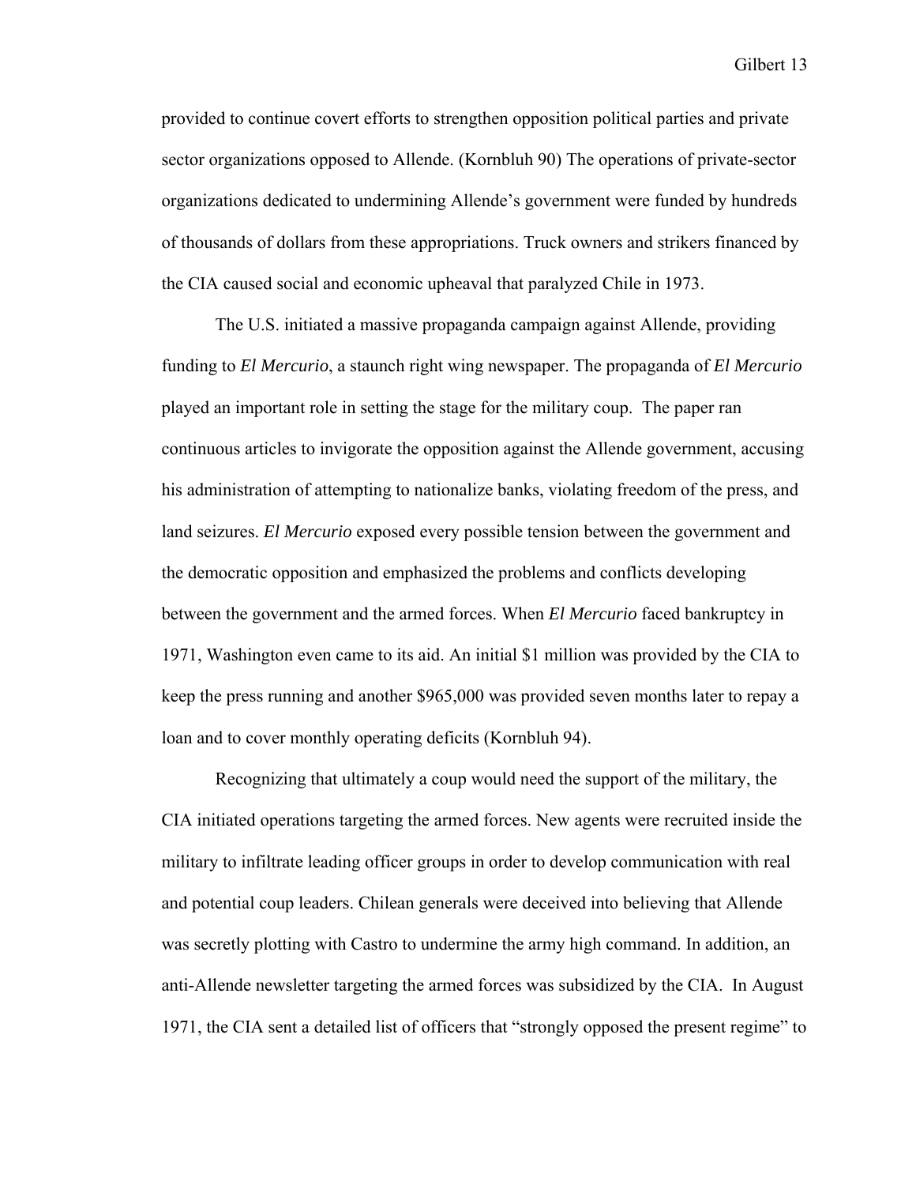provided to continue covert efforts to strengthen opposition political parties and private sector organizations opposed to Allende. (Kornbluh 90) The operations of private-sector organizations dedicated to undermining Allende's government were funded by hundreds of thousands of dollars from these appropriations. Truck owners and strikers financed by the CIA caused social and economic upheaval that paralyzed Chile in 1973.

The U.S. initiated a massive propaganda campaign against Allende, providing funding to *El Mercurio*, a staunch right wing newspaper. The propaganda of *El Mercurio* played an important role in setting the stage for the military coup. The paper ran continuous articles to invigorate the opposition against the Allende government, accusing his administration of attempting to nationalize banks, violating freedom of the press, and land seizures. *El Mercurio* exposed every possible tension between the government and the democratic opposition and emphasized the problems and conflicts developing between the government and the armed forces. When *El Mercurio* faced bankruptcy in 1971, Washington even came to its aid. An initial $1 million was provided by the CIA to keep the press running and another $965,000 was provided seven months later to repay a loan and to cover monthly operating deficits (Kornbluh 94).

Recognizing that ultimately a coup would need the support of the military, the CIA initiated operations targeting the armed forces. New agents were recruited inside the military to infiltrate leading officer groups in order to develop communication with real and potential coup leaders. Chilean generals were deceived into believing that Allende was secretly plotting with Castro to undermine the army high command. In addition, an anti-Allende newsletter targeting the armed forces was subsidized by the CIA. In August 1971, the CIA sent a detailed list of officers that "strongly opposed the present regime" to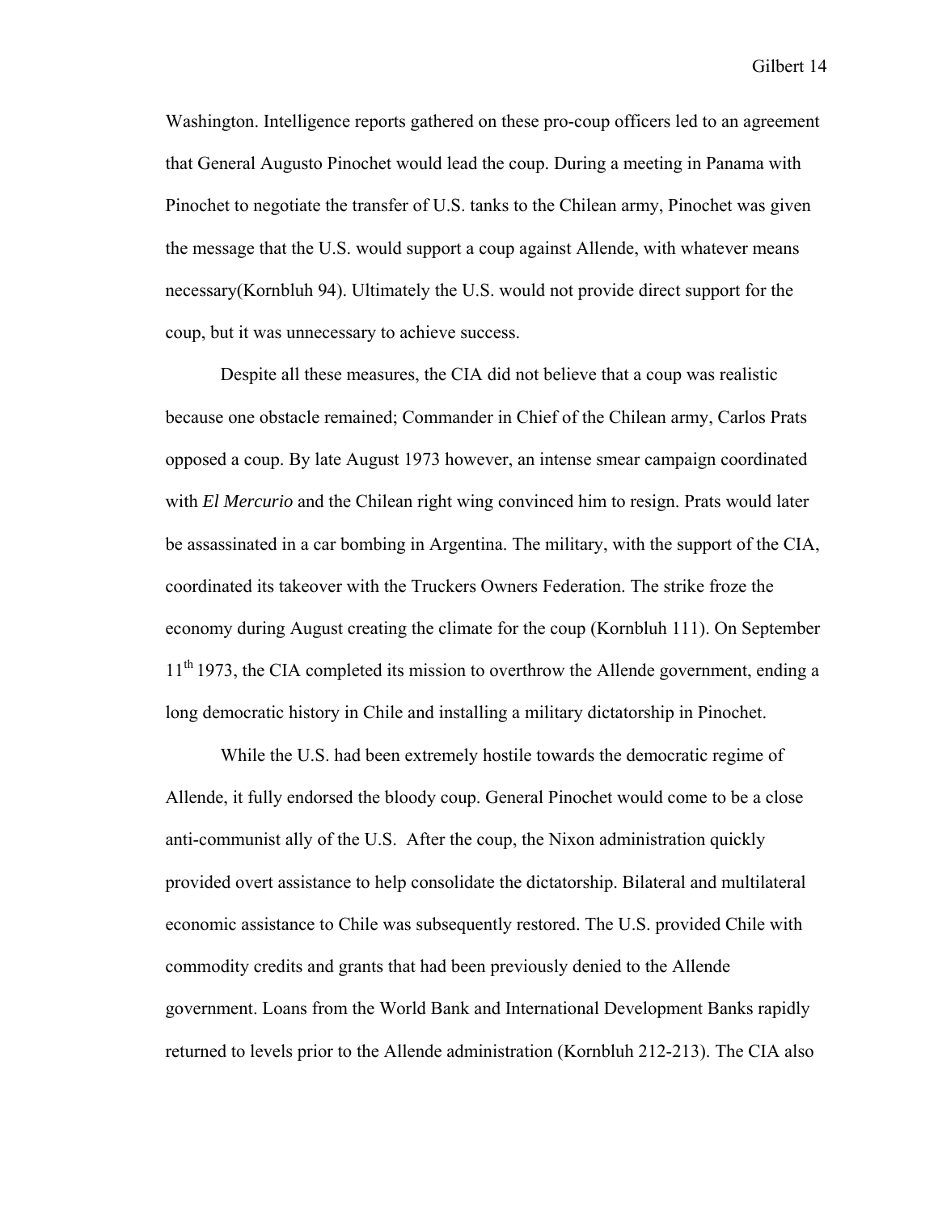Washington. Intelligence reports gathered on these pro-coup officers led to an agreement that General Augusto Pinochet would lead the coup. During a meeting in Panama with Pinochet to negotiate the transfer of U.S. tanks to the Chilean army, Pinochet was given the message that the U.S. would support a coup against Allende, with whatever means necessary(Kornbluh 94). Ultimately the U.S. would not provide direct support for the coup, but it was unnecessary to achieve success.

Despite all these measures, the CIA did not believe that a coup was realistic because one obstacle remained; Commander in Chief of the Chilean army, Carlos Prats opposed a coup. By late August 1973 however, an intense smear campaign coordinated with *El Mercurio* and the Chilean right wing convinced him to resign. Prats would later be assassinated in a car bombing in Argentina. The military, with the support of the CIA, coordinated its takeover with the Truckers Owners Federation. The strike froze the economy during August creating the climate for the coup (Kornbluh 111). On September 11th 1973, the CIA completed its mission to overthrow the Allende government, ending a long democratic history in Chile and installing a military dictatorship in Pinochet.

While the U.S. had been extremely hostile towards the democratic regime of Allende, it fully endorsed the bloody coup. General Pinochet would come to be a close anti-communist ally of the U.S. After the coup, the Nixon administration quickly provided overt assistance to help consolidate the dictatorship. Bilateral and multilateral economic assistance to Chile was subsequently restored. The U.S. provided Chile with commodity credits and grants that had been previously denied to the Allende government. Loans from the World Bank and International Development Banks rapidly returned to levels prior to the Allende administration (Kornbluh 212-213). The CIA also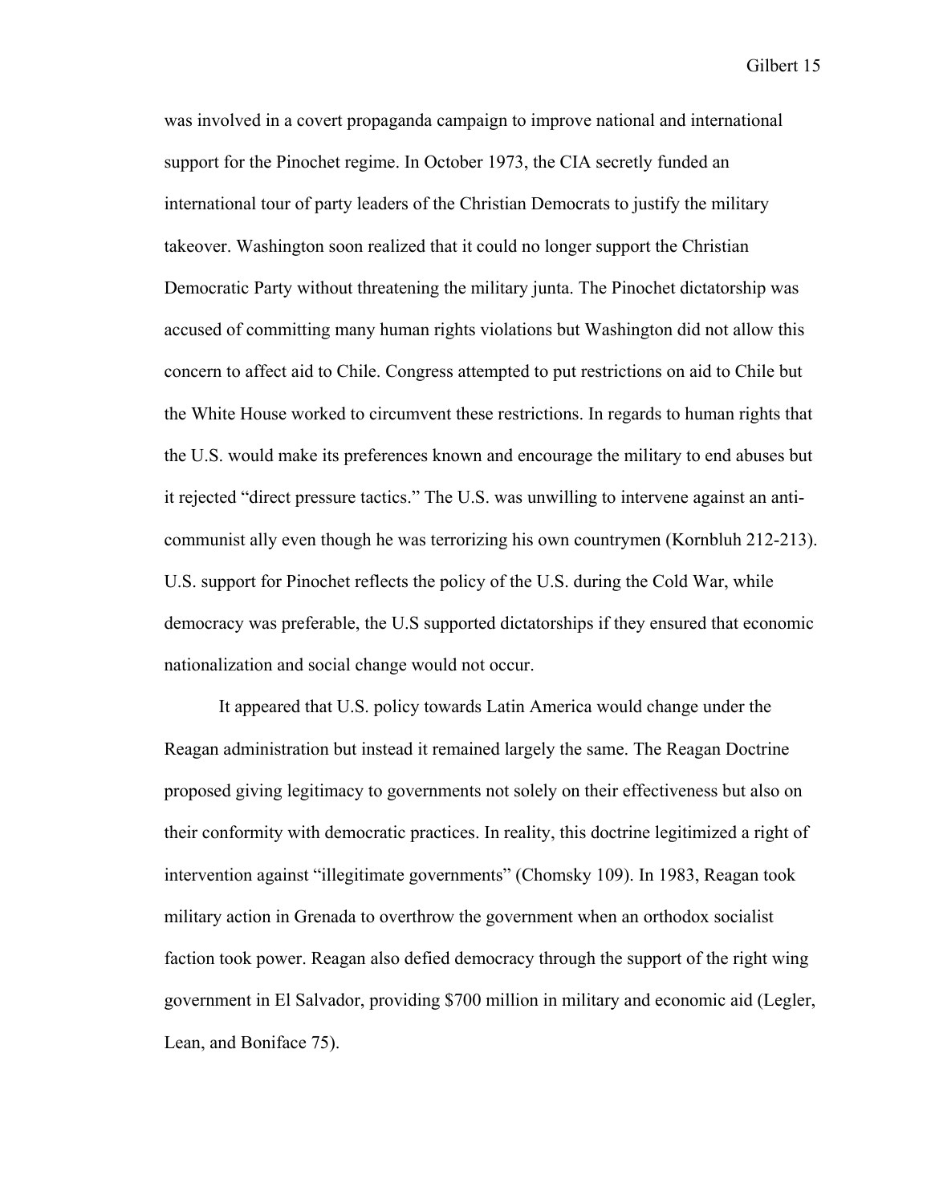was involved in a covert propaganda campaign to improve national and international support for the Pinochet regime. In October 1973, the CIA secretly funded an international tour of party leaders of the Christian Democrats to justify the military takeover. Washington soon realized that it could no longer support the Christian Democratic Party without threatening the military junta. The Pinochet dictatorship was accused of committing many human rights violations but Washington did not allow this concern to affect aid to Chile. Congress attempted to put restrictions on aid to Chile but the White House worked to circumvent these restrictions. In regards to human rights that the U.S. would make its preferences known and encourage the military to end abuses but it rejected "direct pressure tactics." The U.S. was unwilling to intervene against an anti-communist ally even though he was terrorizing his own countrymen (Kornbluh 212-213). U.S. support for Pinochet reflects the policy of the U.S. during the Cold War, while democracy was preferable, the U.S supported dictatorships if they ensured that economic nationalization and social change would not occur.

It appeared that U.S. policy towards Latin America would change under the Reagan administration but instead it remained largely the same. The Reagan Doctrine proposed giving legitimacy to governments not solely on their effectiveness but also on their conformity with democratic practices. In reality, this doctrine legitimized a right of intervention against "illegitimate governments" (Chomsky 109). In 1983, Reagan took military action in Grenada to overthrow the government when an orthodox socialist faction took power. Reagan also defied democracy through the support of the right wing government in El Salvador, providing $700 million in military and economic aid (Legler, Lean, and Boniface 75).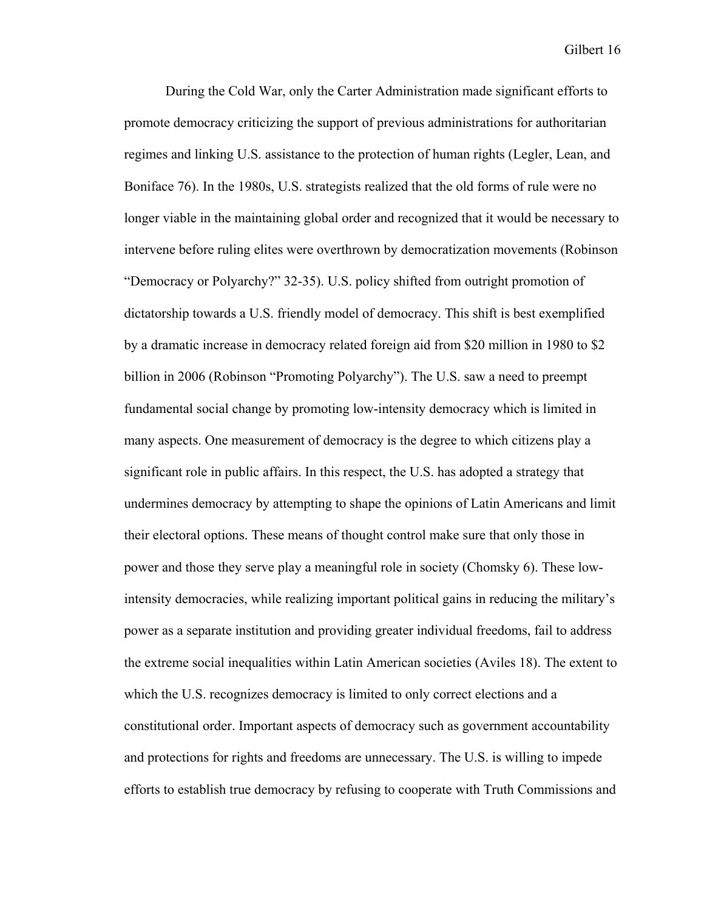During the Cold War, only the Carter Administration made significant efforts to promote democracy criticizing the support of previous administrations for authoritarian regimes and linking U.S. assistance to the protection of human rights (Legler, Lean, and Boniface 76). In the 1980s, U.S. strategists realized that the old forms of rule were no longer viable in the maintaining global order and recognized that it would be necessary to intervene before ruling elites were overthrown by democratization movements (Robinson "Democracy or Polyarchy?" 32-35). U.S. policy shifted from outright promotion of dictatorship towards a U.S. friendly model of democracy. This shift is best exemplified by a dramatic increase in democracy related foreign aid from $20 million in 1980 to $2 billion in 2006 (Robinson "Promoting Polyarchy"). The U.S. saw a need to preempt fundamental social change by promoting low-intensity democracy which is limited in many aspects. One measurement of democracy is the degree to which citizens play a significant role in public affairs. In this respect, the U.S. has adopted a strategy that undermines democracy by attempting to shape the opinions of Latin Americans and limit their electoral options. These means of thought control make sure that only those in power and those they serve play a meaningful role in society (Chomsky 6). These low-intensity democracies, while realizing important political gains in reducing the military's power as a separate institution and providing greater individual freedoms, fail to address the extreme social inequalities within Latin American societies (Aviles 18). The extent to which the U.S. recognizes democracy is limited to only correct elections and a constitutional order. Important aspects of democracy such as government accountability and protections for rights and freedoms are unnecessary. The U.S. is willing to impede efforts to establish true democracy by refusing to cooperate with Truth Commissions and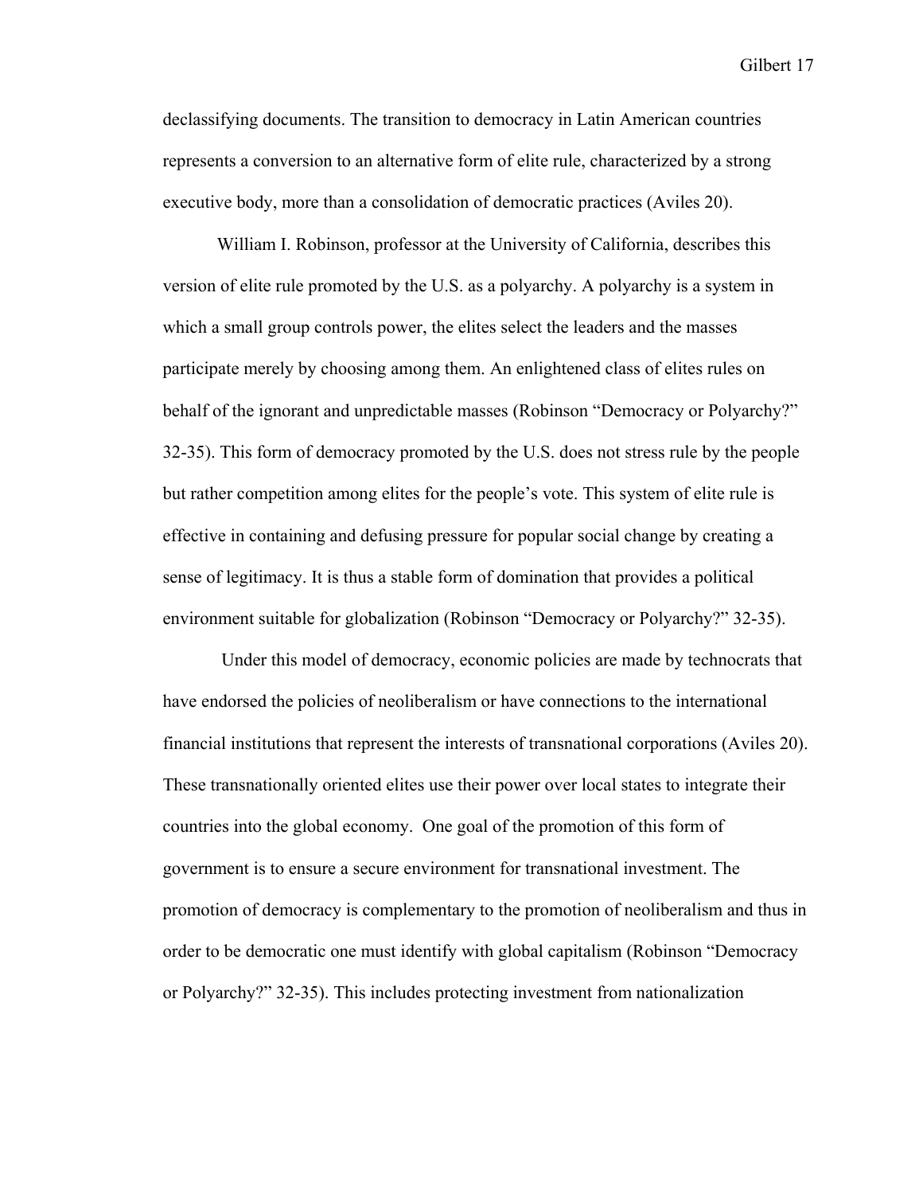declassifying documents. The transition to democracy in Latin American countries represents a conversion to an alternative form of elite rule, characterized by a strong executive body, more than a consolidation of democratic practices (Aviles 20).

William I. Robinson, professor at the University of California, describes this version of elite rule promoted by the U.S. as a polyarchy. A polyarchy is a system in which a small group controls power, the elites select the leaders and the masses participate merely by choosing among them. An enlightened class of elites rules on behalf of the ignorant and unpredictable masses (Robinson "Democracy or Polyarchy?" 32-35). This form of democracy promoted by the U.S. does not stress rule by the people but rather competition among elites for the people's vote. This system of elite rule is effective in containing and defusing pressure for popular social change by creating a sense of legitimacy. It is thus a stable form of domination that provides a political environment suitable for globalization (Robinson "Democracy or Polyarchy?" 32-35).

Under this model of democracy, economic policies are made by technocrats that have endorsed the policies of neoliberalism or have connections to the international financial institutions that represent the interests of transnational corporations (Aviles 20). These transnationally oriented elites use their power over local states to integrate their countries into the global economy. One goal of the promotion of this form of government is to ensure a secure environment for transnational investment. The promotion of democracy is complementary to the promotion of neoliberalism and thus in order to be democratic one must identify with global capitalism (Robinson "Democracy or Polyarchy?" 32-35). This includes protecting investment from nationalization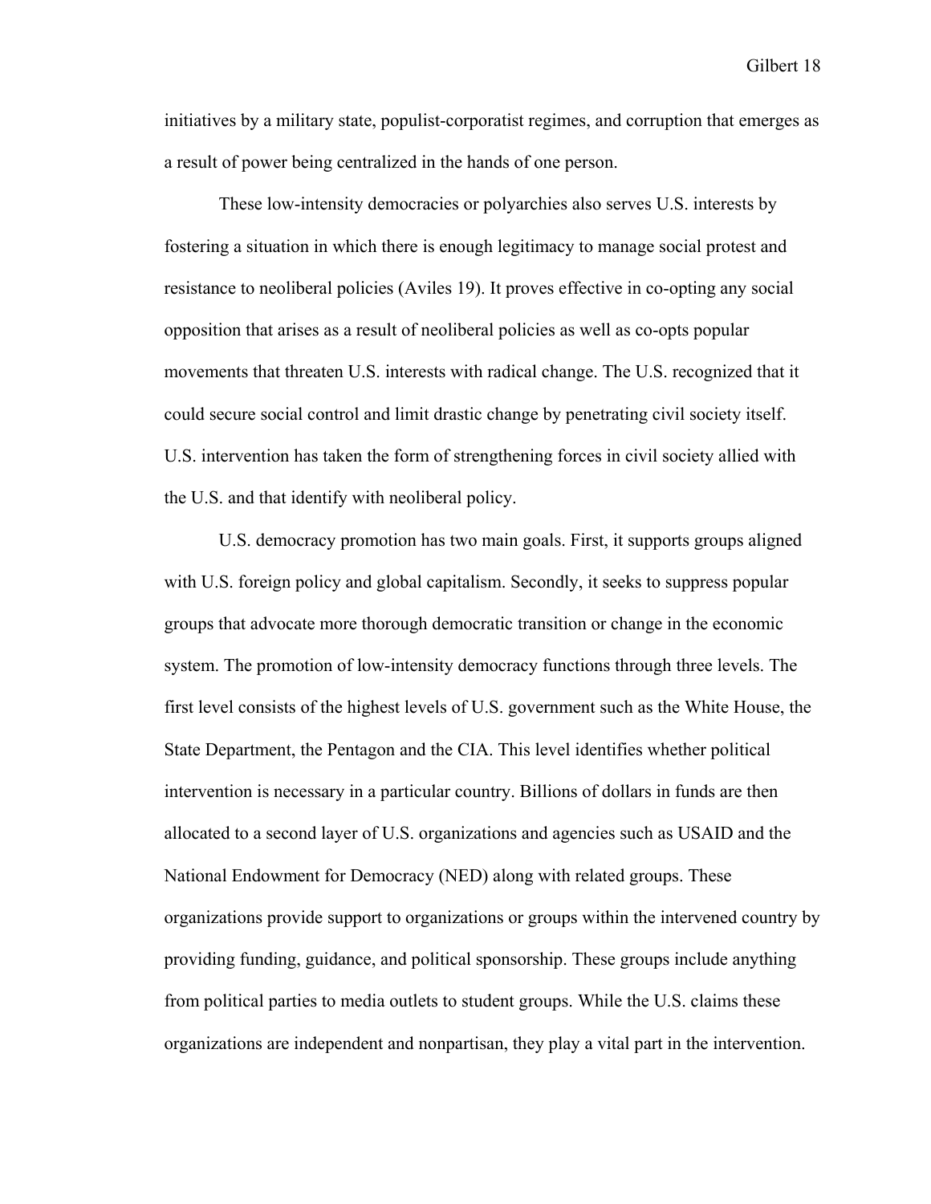initiatives by a military state, populist-corporatist regimes, and corruption that emerges as a result of power being centralized in the hands of one person.

These low-intensity democracies or polyarchies also serves U.S. interests by fostering a situation in which there is enough legitimacy to manage social protest and resistance to neoliberal policies (Aviles 19). It proves effective in co-opting any social opposition that arises as a result of neoliberal policies as well as co-opts popular movements that threaten U.S. interests with radical change. The U.S. recognized that it could secure social control and limit drastic change by penetrating civil society itself. U.S. intervention has taken the form of strengthening forces in civil society allied with the U.S. and that identify with neoliberal policy.

U.S. democracy promotion has two main goals. First, it supports groups aligned with U.S. foreign policy and global capitalism. Secondly, it seeks to suppress popular groups that advocate more thorough democratic transition or change in the economic system. The promotion of low-intensity democracy functions through three levels. The first level consists of the highest levels of U.S. government such as the White House, the State Department, the Pentagon and the CIA. This level identifies whether political intervention is necessary in a particular country. Billions of dollars in funds are then allocated to a second layer of U.S. organizations and agencies such as USAID and the National Endowment for Democracy (NED) along with related groups. These organizations provide support to organizations or groups within the intervened country by providing funding, guidance, and political sponsorship. These groups include anything from political parties to media outlets to student groups. While the U.S. claims these organizations are independent and nonpartisan, they play a vital part in the intervention.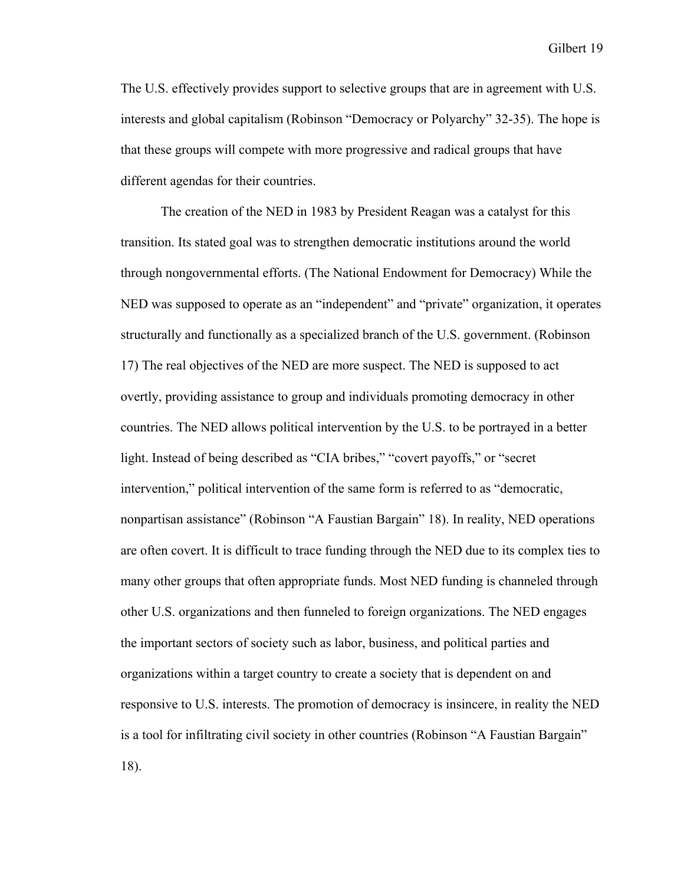The U.S. effectively provides support to selective groups that are in agreement with U.S. interests and global capitalism (Robinson "Democracy or Polyarchy" 32-35). The hope is that these groups will compete with more progressive and radical groups that have different agendas for their countries.

The creation of the NED in 1983 by President Reagan was a catalyst for this transition. Its stated goal was to strengthen democratic institutions around the world through nongovernmental efforts. (The National Endowment for Democracy) While the NED was supposed to operate as an "independent" and "private" organization, it operates structurally and functionally as a specialized branch of the U.S. government. (Robinson 17) The real objectives of the NED are more suspect. The NED is supposed to act overtly, providing assistance to group and individuals promoting democracy in other countries. The NED allows political intervention by the U.S. to be portrayed in a better light. Instead of being described as "CIA bribes," "covert payoffs," or "secret intervention," political intervention of the same form is referred to as "democratic, nonpartisan assistance" (Robinson "A Faustian Bargain" 18). In reality, NED operations are often covert. It is difficult to trace funding through the NED due to its complex ties to many other groups that often appropriate funds. Most NED funding is channeled through other U.S. organizations and then funneled to foreign organizations. The NED engages the important sectors of society such as labor, business, and political parties and organizations within a target country to create a society that is dependent on and responsive to U.S. interests. The promotion of democracy is insincere, in reality the NED is a tool for infiltrating civil society in other countries (Robinson "A Faustian Bargain" 18).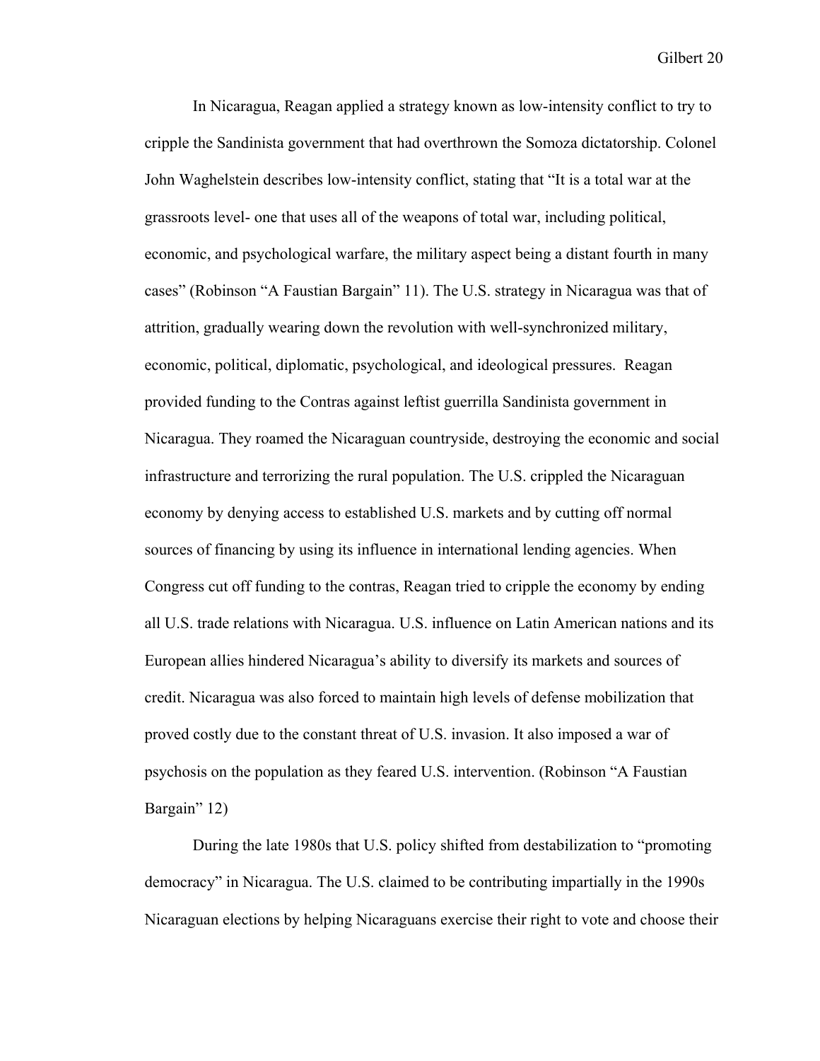In Nicaragua, Reagan applied a strategy known as low-intensity conflict to try to cripple the Sandinista government that had overthrown the Somoza dictatorship. Colonel John Waghelstein describes low-intensity conflict, stating that "It is a total war at the grassroots level- one that uses all of the weapons of total war, including political, economic, and psychological warfare, the military aspect being a distant fourth in many cases" (Robinson "A Faustian Bargain" 11). The U.S. strategy in Nicaragua was that of attrition, gradually wearing down the revolution with well-synchronized military, economic, political, diplomatic, psychological, and ideological pressures. Reagan provided funding to the Contras against leftist guerrilla Sandinista government in Nicaragua. They roamed the Nicaraguan countryside, destroying the economic and social infrastructure and terrorizing the rural population. The U.S. crippled the Nicaraguan economy by denying access to established U.S. markets and by cutting off normal sources of financing by using its influence in international lending agencies. When Congress cut off funding to the contras, Reagan tried to cripple the economy by ending all U.S. trade relations with Nicaragua. U.S. influence on Latin American nations and its European allies hindered Nicaragua's ability to diversify its markets and sources of credit. Nicaragua was also forced to maintain high levels of defense mobilization that proved costly due to the constant threat of U.S. invasion. It also imposed a war of psychosis on the population as they feared U.S. intervention. (Robinson "A Faustian Bargain" 12)

During the late 1980s that U.S. policy shifted from destabilization to "promoting democracy" in Nicaragua. The U.S. claimed to be contributing impartially in the 1990s Nicaraguan elections by helping Nicaraguans exercise their right to vote and choose their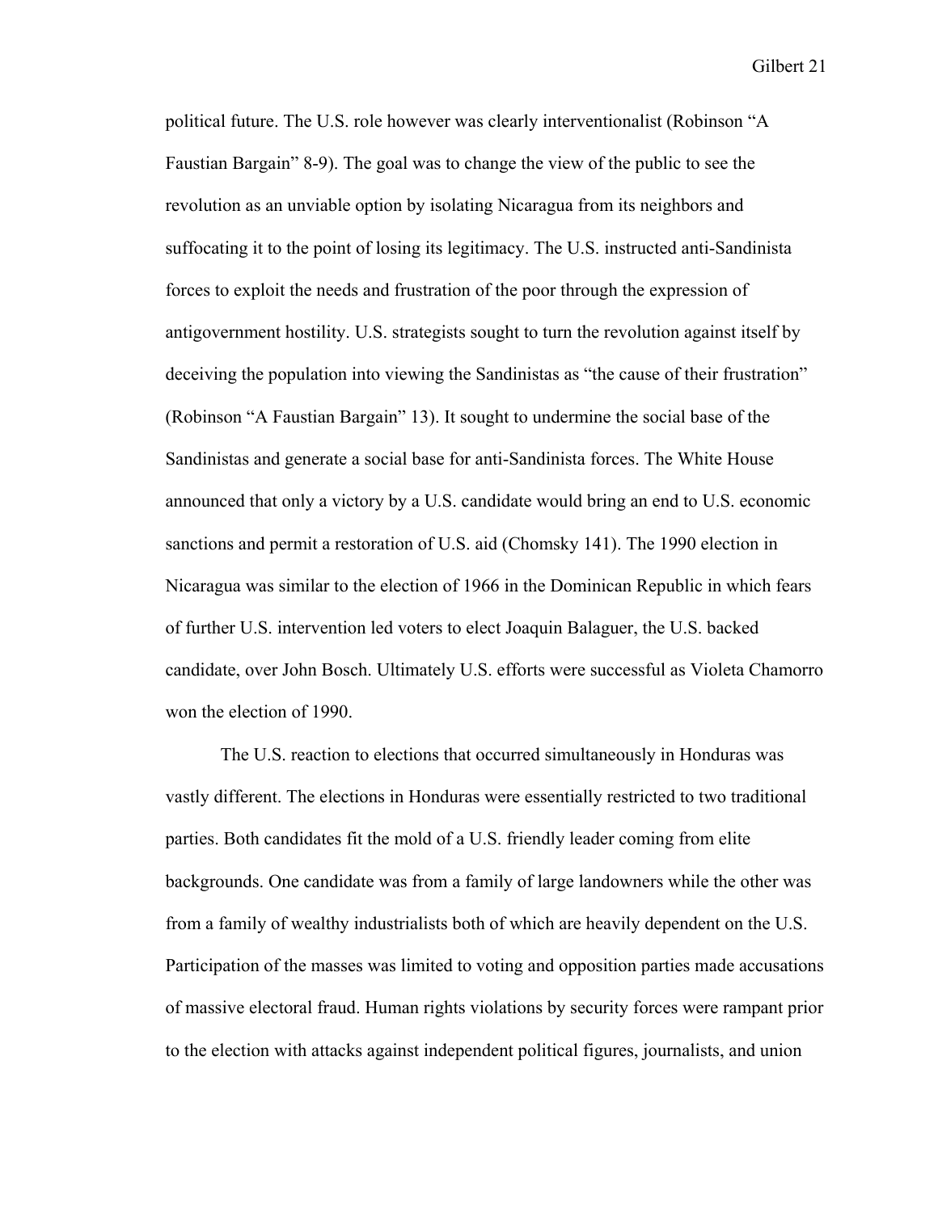political future. The U.S. role however was clearly interventionalist (Robinson "A Faustian Bargain" 8-9). The goal was to change the view of the public to see the revolution as an unviable option by isolating Nicaragua from its neighbors and suffocating it to the point of losing its legitimacy. The U.S. instructed anti-Sandinista forces to exploit the needs and frustration of the poor through the expression of antigovernment hostility. U.S. strategists sought to turn the revolution against itself by deceiving the population into viewing the Sandinistas as "the cause of their frustration" (Robinson "A Faustian Bargain" 13). It sought to undermine the social base of the Sandinistas and generate a social base for anti-Sandinista forces. The White House announced that only a victory by a U.S. candidate would bring an end to U.S. economic sanctions and permit a restoration of U.S. aid (Chomsky 141). The 1990 election in Nicaragua was similar to the election of 1966 in the Dominican Republic in which fears of further U.S. intervention led voters to elect Joaquin Balaguer, the U.S. backed candidate, over John Bosch. Ultimately U.S. efforts were successful as Violeta Chamorro won the election of 1990.

The U.S. reaction to elections that occurred simultaneously in Honduras was vastly different. The elections in Honduras were essentially restricted to two traditional parties. Both candidates fit the mold of a U.S. friendly leader coming from elite backgrounds. One candidate was from a family of large landowners while the other was from a family of wealthy industrialists both of which are heavily dependent on the U.S. Participation of the masses was limited to voting and opposition parties made accusations of massive electoral fraud. Human rights violations by security forces were rampant prior to the election with attacks against independent political figures, journalists, and union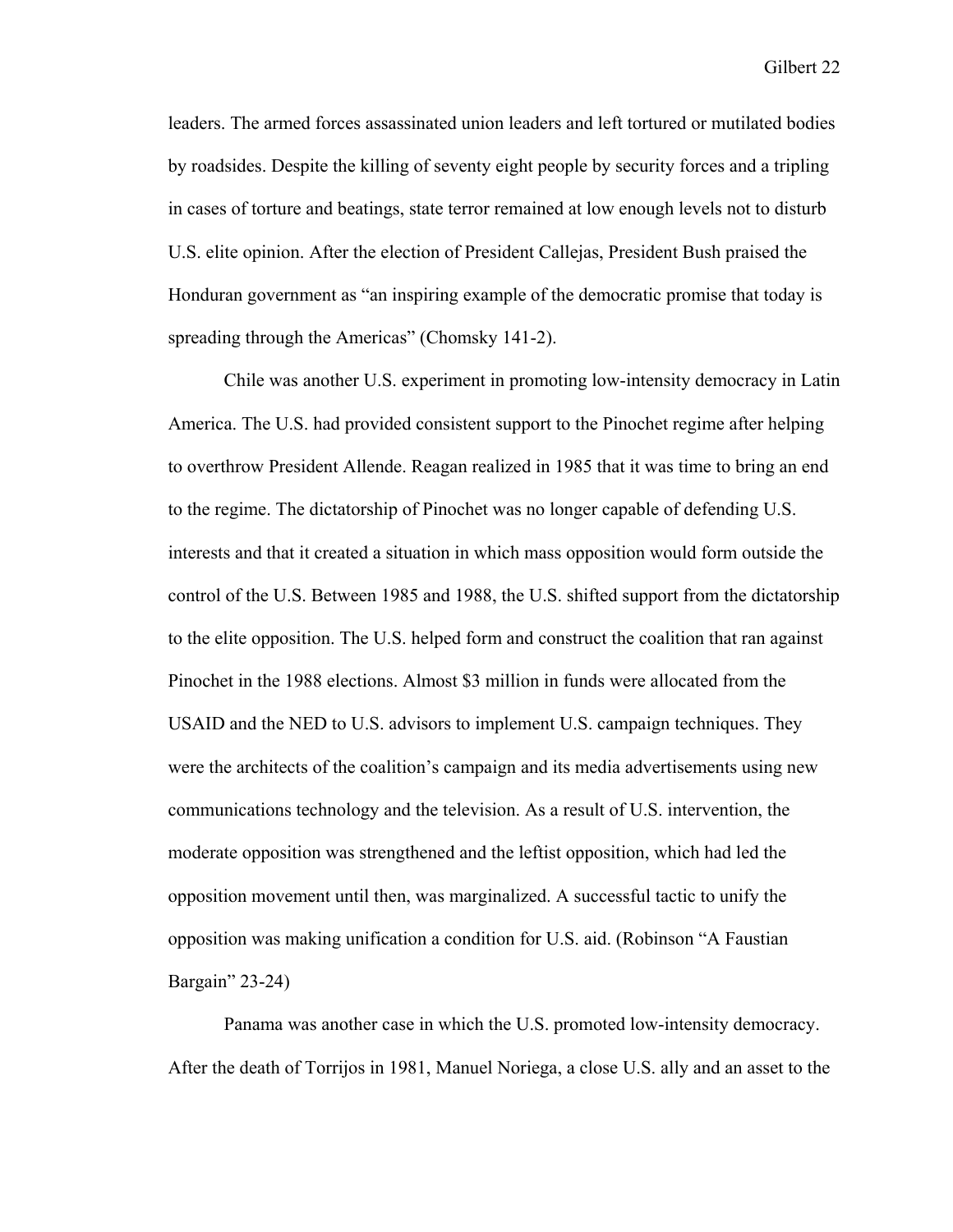leaders. The armed forces assassinated union leaders and left tortured or mutilated bodies by roadsides. Despite the killing of seventy eight people by security forces and a tripling in cases of torture and beatings, state terror remained at low enough levels not to disturb U.S. elite opinion. After the election of President Callejas, President Bush praised the Honduran government as "an inspiring example of the democratic promise that today is spreading through the Americas" (Chomsky 141-2).

Chile was another U.S. experiment in promoting low-intensity democracy in Latin America. The U.S. had provided consistent support to the Pinochet regime after helping to overthrow President Allende. Reagan realized in 1985 that it was time to bring an end to the regime. The dictatorship of Pinochet was no longer capable of defending U.S. interests and that it created a situation in which mass opposition would form outside the control of the U.S. Between 1985 and 1988, the U.S. shifted support from the dictatorship to the elite opposition. The U.S. helped form and construct the coalition that ran against Pinochet in the 1988 elections. Almost $3 million in funds were allocated from the USAID and the NED to U.S. advisors to implement U.S. campaign techniques. They were the architects of the coalition's campaign and its media advertisements using new communications technology and the television. As a result of U.S. intervention, the moderate opposition was strengthened and the leftist opposition, which had led the opposition movement until then, was marginalized. A successful tactic to unify the opposition was making unification a condition for U.S. aid. (Robinson "A Faustian Bargain" 23-24)

Panama was another case in which the U.S. promoted low-intensity democracy. After the death of Torrijos in 1981, Manuel Noriega, a close U.S. ally and an asset to the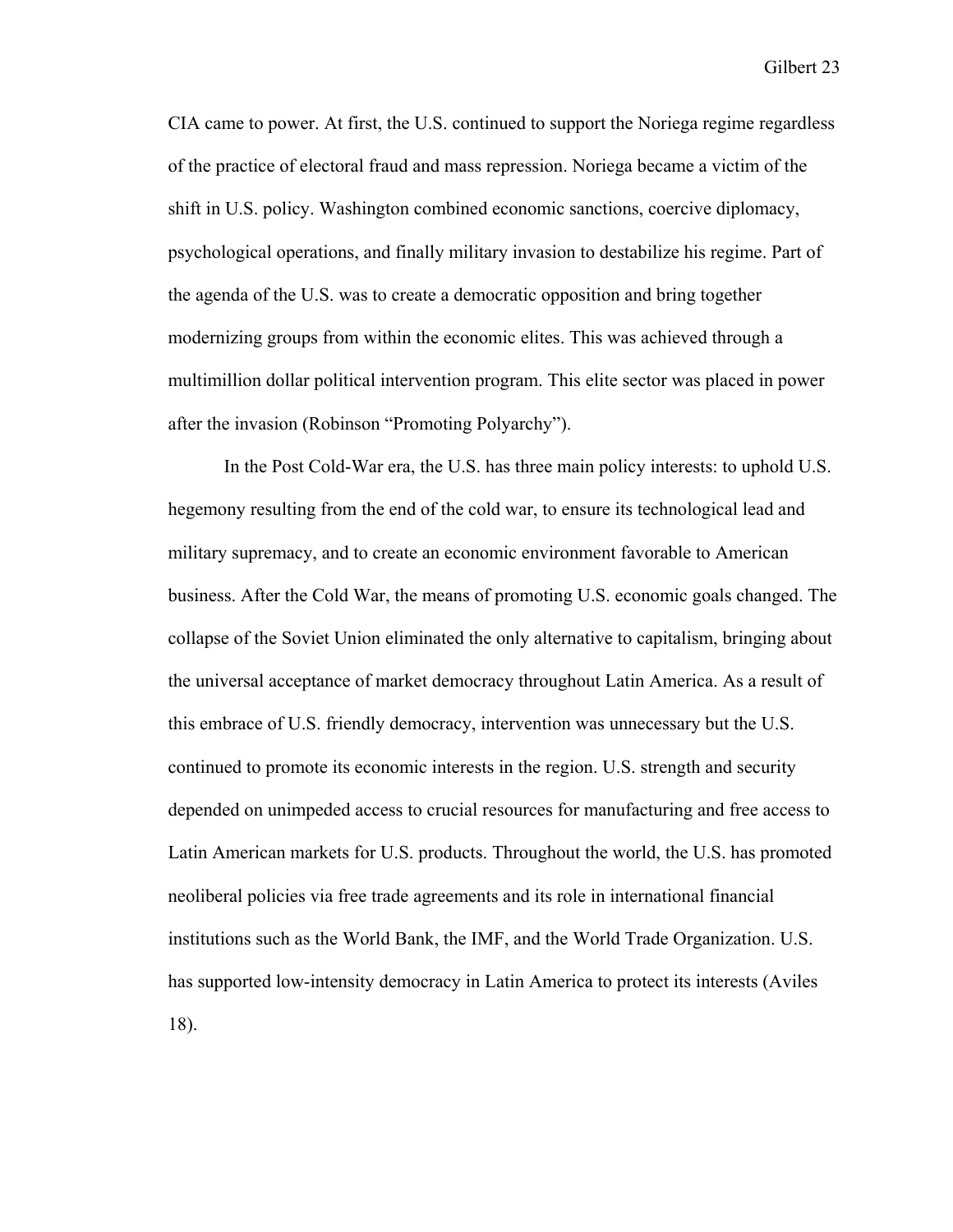CIA came to power. At first, the U.S. continued to support the Noriega regime regardless of the practice of electoral fraud and mass repression. Noriega became a victim of the shift in U.S. policy. Washington combined economic sanctions, coercive diplomacy, psychological operations, and finally military invasion to destabilize his regime. Part of the agenda of the U.S. was to create a democratic opposition and bring together modernizing groups from within the economic elites. This was achieved through a multimillion dollar political intervention program. This elite sector was placed in power after the invasion (Robinson "Promoting Polyarchy").

In the Post Cold-War era, the U.S. has three main policy interests: to uphold U.S. hegemony resulting from the end of the cold war, to ensure its technological lead and military supremacy, and to create an economic environment favorable to American business. After the Cold War, the means of promoting U.S. economic goals changed. The collapse of the Soviet Union eliminated the only alternative to capitalism, bringing about the universal acceptance of market democracy throughout Latin America. As a result of this embrace of U.S. friendly democracy, intervention was unnecessary but the U.S. continued to promote its economic interests in the region. U.S. strength and security depended on unimpeded access to crucial resources for manufacturing and free access to Latin American markets for U.S. products. Throughout the world, the U.S. has promoted neoliberal policies via free trade agreements and its role in international financial institutions such as the World Bank, the IMF, and the World Trade Organization. U.S. has supported low-intensity democracy in Latin America to protect its interests (Aviles 18).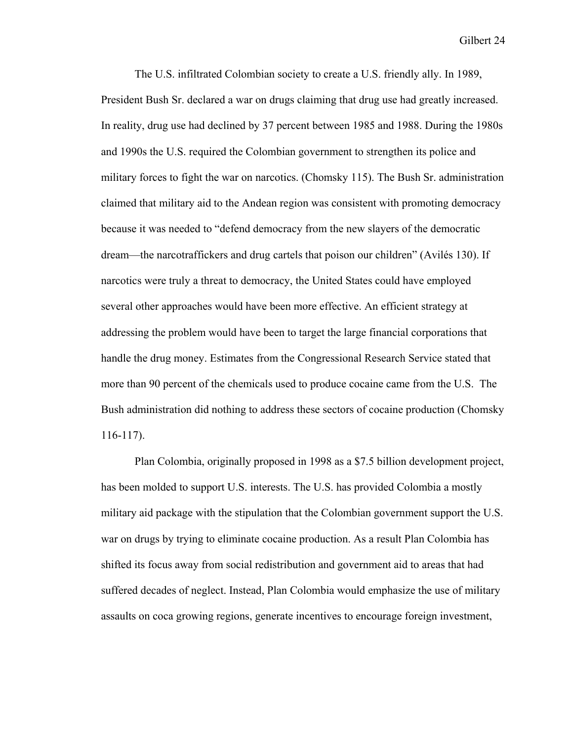The U.S. infiltrated Colombian society to create a U.S. friendly ally. In 1989, President Bush Sr. declared a war on drugs claiming that drug use had greatly increased. In reality, drug use had declined by 37 percent between 1985 and 1988. During the 1980s and 1990s the U.S. required the Colombian government to strengthen its police and military forces to fight the war on narcotics. (Chomsky 115). The Bush Sr. administration claimed that military aid to the Andean region was consistent with promoting democracy because it was needed to "defend democracy from the new slayers of the democratic dream—the narcotraffickers and drug cartels that poison our children" (Avilés 130). If narcotics were truly a threat to democracy, the United States could have employed several other approaches would have been more effective. An efficient strategy at addressing the problem would have been to target the large financial corporations that handle the drug money. Estimates from the Congressional Research Service stated that more than 90 percent of the chemicals used to produce cocaine came from the U.S. The Bush administration did nothing to address these sectors of cocaine production (Chomsky 116-117).

Plan Colombia, originally proposed in 1998 as a $7.5 billion development project, has been molded to support U.S. interests. The U.S. has provided Colombia a mostly military aid package with the stipulation that the Colombian government support the U.S. war on drugs by trying to eliminate cocaine production. As a result Plan Colombia has shifted its focus away from social redistribution and government aid to areas that had suffered decades of neglect. Instead, Plan Colombia would emphasize the use of military assaults on coca growing regions, generate incentives to encourage foreign investment,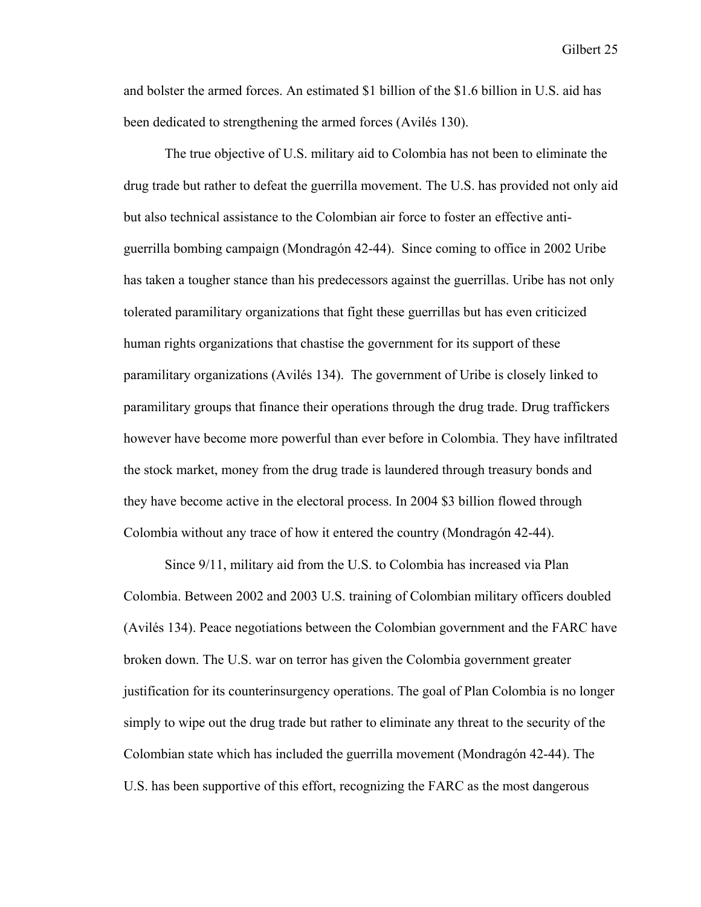and bolster the armed forces. An estimated $1 billion of the $1.6 billion in U.S. aid has been dedicated to strengthening the armed forces (Avilés 130).

The true objective of U.S. military aid to Colombia has not been to eliminate the drug trade but rather to defeat the guerrilla movement. The U.S. has provided not only aid but also technical assistance to the Colombian air force to foster an effective anti-guerrilla bombing campaign (Mondragón 42-44). Since coming to office in 2002 Uribe has taken a tougher stance than his predecessors against the guerrillas. Uribe has not only tolerated paramilitary organizations that fight these guerrillas but has even criticized human rights organizations that chastise the government for its support of these paramilitary organizations (Avilés 134). The government of Uribe is closely linked to paramilitary groups that finance their operations through the drug trade. Drug traffickers however have become more powerful than ever before in Colombia. They have infiltrated the stock market, money from the drug trade is laundered through treasury bonds and they have become active in the electoral process. In 2004 $3 billion flowed through Colombia without any trace of how it entered the country (Mondragón 42-44).

Since 9/11, military aid from the U.S. to Colombia has increased via Plan Colombia. Between 2002 and 2003 U.S. training of Colombian military officers doubled (Avilés 134). Peace negotiations between the Colombian government and the FARC have broken down. The U.S. war on terror has given the Colombia government greater justification for its counterinsurgency operations. The goal of Plan Colombia is no longer simply to wipe out the drug trade but rather to eliminate any threat to the security of the Colombian state which has included the guerrilla movement (Mondragón 42-44). The U.S. has been supportive of this effort, recognizing the FARC as the most dangerous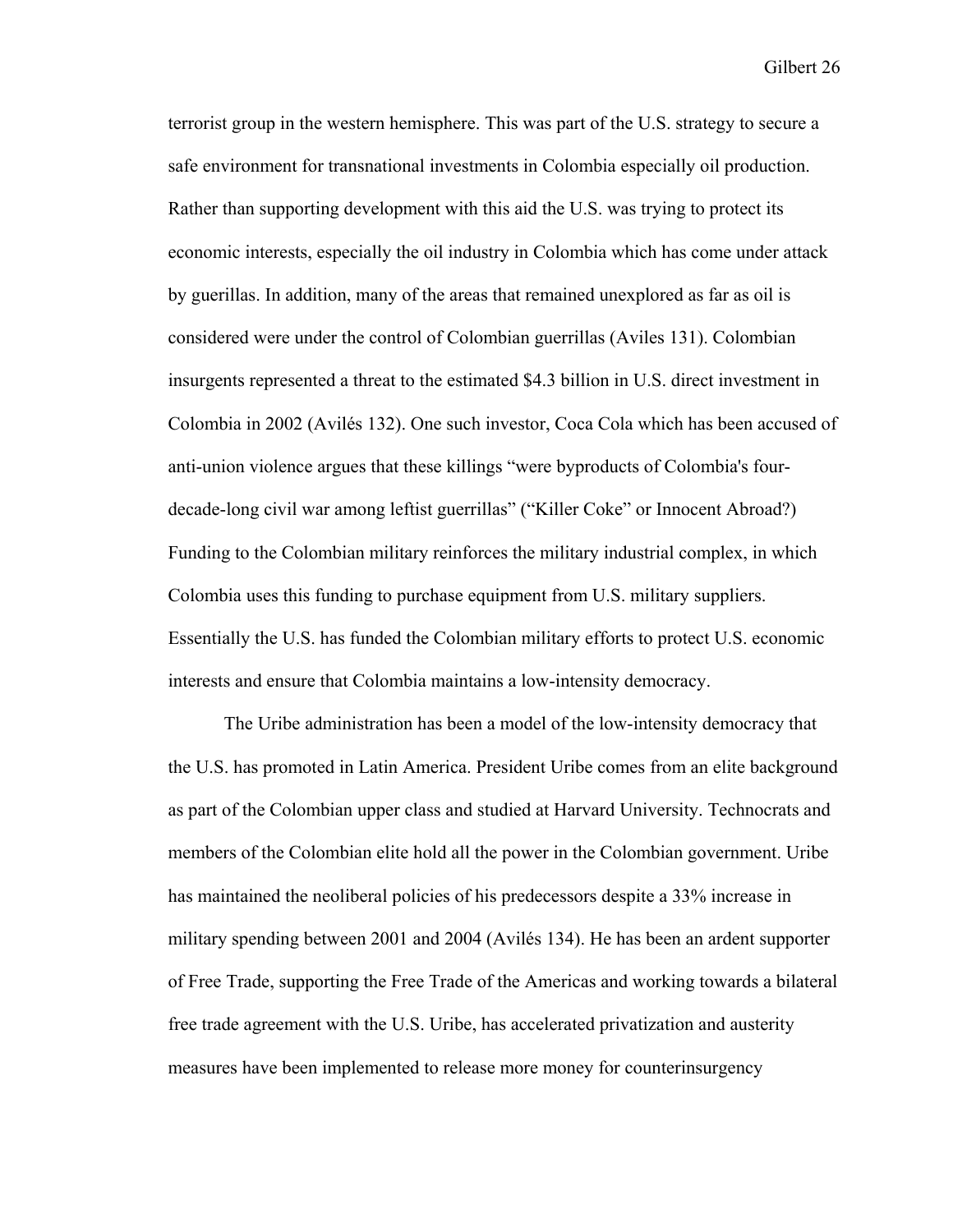terrorist group in the western hemisphere. This was part of the U.S. strategy to secure a safe environment for transnational investments in Colombia especially oil production. Rather than supporting development with this aid the U.S. was trying to protect its economic interests, especially the oil industry in Colombia which has come under attack by guerillas. In addition, many of the areas that remained unexplored as far as oil is considered were under the control of Colombian guerrillas (Aviles 131). Colombian insurgents represented a threat to the estimated $4.3 billion in U.S. direct investment in Colombia in 2002 (Avilés 132). One such investor, Coca Cola which has been accused of anti-union violence argues that these killings "were byproducts of Colombia's four-decade-long civil war among leftist guerrillas" ("Killer Coke" or Innocent Abroad?) Funding to the Colombian military reinforces the military industrial complex, in which Colombia uses this funding to purchase equipment from U.S. military suppliers. Essentially the U.S. has funded the Colombian military efforts to protect U.S. economic interests and ensure that Colombia maintains a low-intensity democracy.

The Uribe administration has been a model of the low-intensity democracy that the U.S. has promoted in Latin America. President Uribe comes from an elite background as part of the Colombian upper class and studied at Harvard University. Technocrats and members of the Colombian elite hold all the power in the Colombian government. Uribe has maintained the neoliberal policies of his predecessors despite a 33% increase in military spending between 2001 and 2004 (Avilés 134). He has been an ardent supporter of Free Trade, supporting the Free Trade of the Americas and working towards a bilateral free trade agreement with the U.S. Uribe, has accelerated privatization and austerity measures have been implemented to release more money for counterinsurgency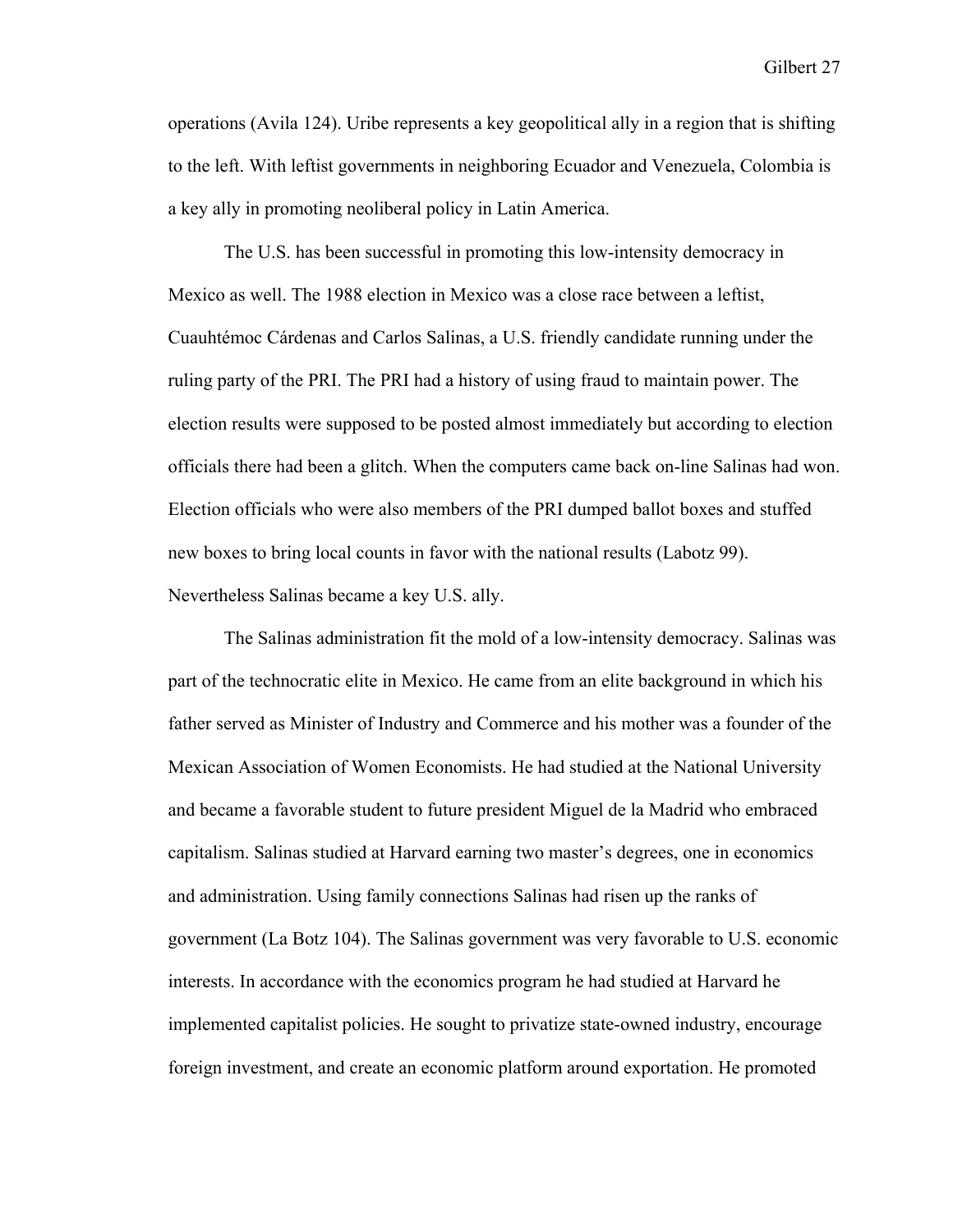operations (Avila 124). Uribe represents a key geopolitical ally in a region that is shifting to the left. With leftist governments in neighboring Ecuador and Venezuela, Colombia is a key ally in promoting neoliberal policy in Latin America.

The U.S. has been successful in promoting this low-intensity democracy in Mexico as well. The 1988 election in Mexico was a close race between a leftist, Cuauhtémoc Cárdenas and Carlos Salinas, a U.S. friendly candidate running under the ruling party of the PRI. The PRI had a history of using fraud to maintain power. The election results were supposed to be posted almost immediately but according to election officials there had been a glitch. When the computers came back on-line Salinas had won. Election officials who were also members of the PRI dumped ballot boxes and stuffed new boxes to bring local counts in favor with the national results (Labotz 99). Nevertheless Salinas became a key U.S. ally.

The Salinas administration fit the mold of a low-intensity democracy. Salinas was part of the technocratic elite in Mexico. He came from an elite background in which his father served as Minister of Industry and Commerce and his mother was a founder of the Mexican Association of Women Economists. He had studied at the National University and became a favorable student to future president Miguel de la Madrid who embraced capitalism. Salinas studied at Harvard earning two master's degrees, one in economics and administration. Using family connections Salinas had risen up the ranks of government (La Botz 104). The Salinas government was very favorable to U.S. economic interests. In accordance with the economics program he had studied at Harvard he implemented capitalist policies. He sought to privatize state-owned industry, encourage foreign investment, and create an economic platform around exportation. He promoted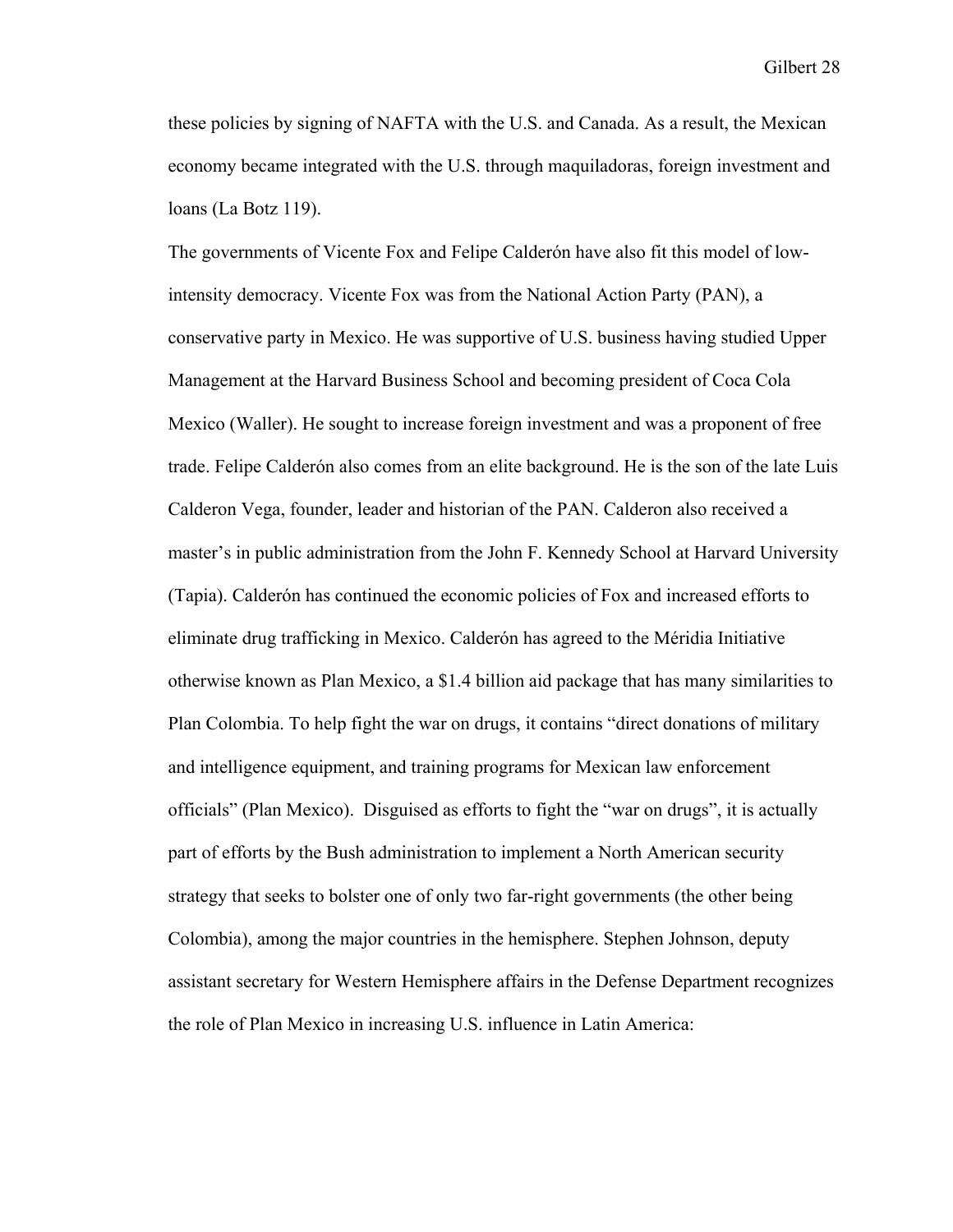these policies by signing of NAFTA with the U.S. and Canada. As a result, the Mexican economy became integrated with the U.S. through maquiladoras, foreign investment and loans (La Botz 119).

The governments of Vicente Fox and Felipe Calderón have also fit this model of low-intensity democracy. Vicente Fox was from the National Action Party (PAN), a conservative party in Mexico. He was supportive of U.S. business having studied Upper Management at the Harvard Business School and becoming president of Coca Cola Mexico (Waller). He sought to increase foreign investment and was a proponent of free trade. Felipe Calderón also comes from an elite background. He is the son of the late Luis Calderon Vega, founder, leader and historian of the PAN. Calderon also received a master's in public administration from the John F. Kennedy School at Harvard University (Tapia). Calderón has continued the economic policies of Fox and increased efforts to eliminate drug trafficking in Mexico. Calderón has agreed to the Méridia Initiative otherwise known as Plan Mexico, a $1.4 billion aid package that has many similarities to Plan Colombia. To help fight the war on drugs, it contains "direct donations of military and intelligence equipment, and training programs for Mexican law enforcement officials" (Plan Mexico). Disguised as efforts to fight the "war on drugs", it is actually part of efforts by the Bush administration to implement a North American security strategy that seeks to bolster one of only two far-right governments (the other being Colombia), among the major countries in the hemisphere. Stephen Johnson, deputy assistant secretary for Western Hemisphere affairs in the Defense Department recognizes the role of Plan Mexico in increasing U.S. influence in Latin America: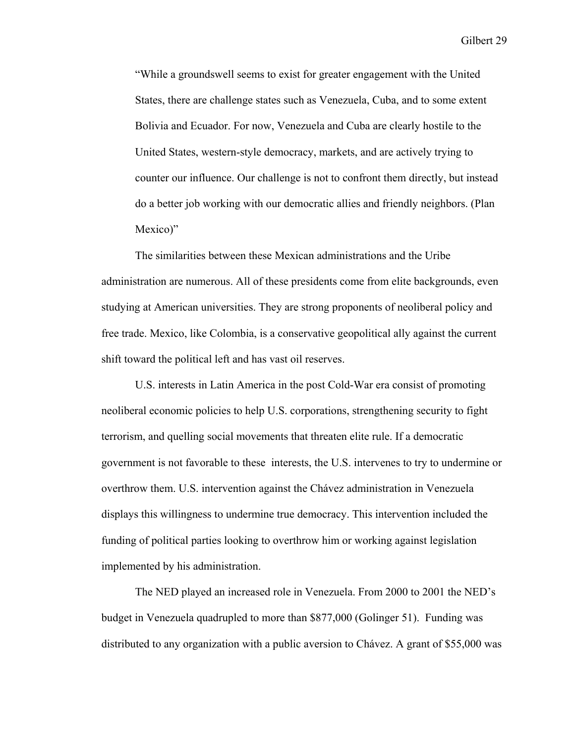> "While a groundswell seems to exist for greater engagement with the United States, there are challenge states such as Venezuela, Cuba, and to some extent Bolivia and Ecuador. For now, Venezuela and Cuba are clearly hostile to the United States, western-style democracy, markets, and are actively trying to counter our influence. Our challenge is not to confront them directly, but instead do a better job working with our democratic allies and friendly neighbors. (Plan Mexico)"

The similarities between these Mexican administrations and the Uribe administration are numerous. All of these presidents come from elite backgrounds, even studying at American universities. They are strong proponents of neoliberal policy and free trade. Mexico, like Colombia, is a conservative geopolitical ally against the current shift toward the political left and has vast oil reserves.

U.S. interests in Latin America in the post Cold-War era consist of promoting neoliberal economic policies to help U.S. corporations, strengthening security to fight terrorism, and quelling social movements that threaten elite rule. If a democratic government is not favorable to these interests, the U.S. intervenes to try to undermine or overthrow them. U.S. intervention against the Chávez administration in Venezuela displays this willingness to undermine true democracy. This intervention included the funding of political parties looking to overthrow him or working against legislation implemented by his administration.

The NED played an increased role in Venezuela. From 2000 to 2001 the NED's budget in Venezuela quadrupled to more than $877,000 (Golinger 51). Funding was distributed to any organization with a public aversion to Chávez. A grant of $55,000 was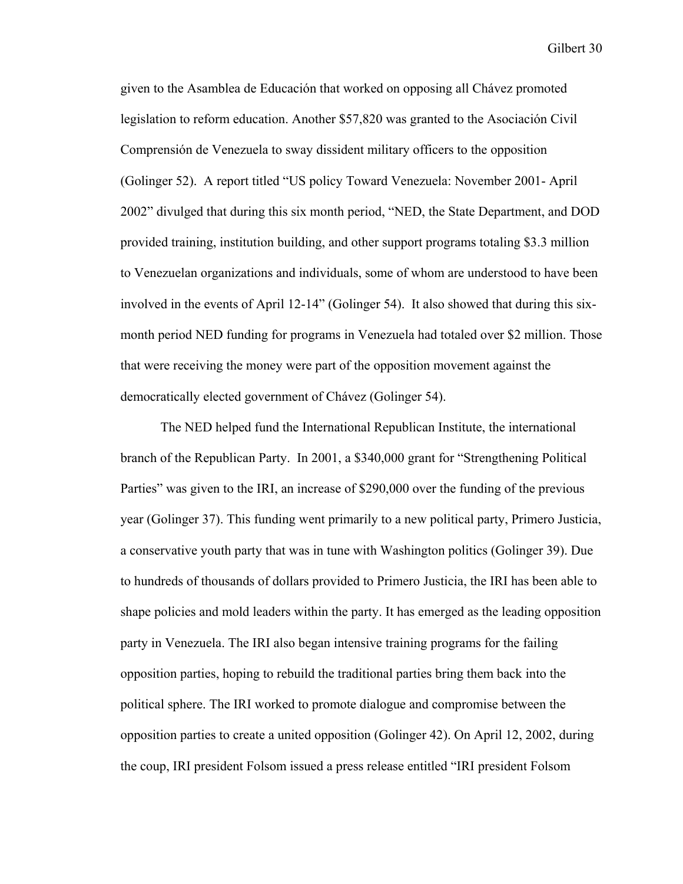given to the Asamblea de Educación that worked on opposing all Chávez promoted legislation to reform education. Another $57,820 was granted to the Asociación Civil Comprensión de Venezuela to sway dissident military officers to the opposition (Golinger 52). A report titled "US policy Toward Venezuela: November 2001- April 2002" divulged that during this six month period, "NED, the State Department, and DOD provided training, institution building, and other support programs totaling $3.3 million to Venezuelan organizations and individuals, some of whom are understood to have been involved in the events of April 12-14" (Golinger 54). It also showed that during this six-month period NED funding for programs in Venezuela had totaled over $2 million. Those that were receiving the money were part of the opposition movement against the democratically elected government of Chávez (Golinger 54).

The NED helped fund the International Republican Institute, the international branch of the Republican Party. In 2001, a $340,000 grant for "Strengthening Political Parties" was given to the IRI, an increase of $290,000 over the funding of the previous year (Golinger 37). This funding went primarily to a new political party, Primero Justicia, a conservative youth party that was in tune with Washington politics (Golinger 39). Due to hundreds of thousands of dollars provided to Primero Justicia, the IRI has been able to shape policies and mold leaders within the party. It has emerged as the leading opposition party in Venezuela. The IRI also began intensive training programs for the failing opposition parties, hoping to rebuild the traditional parties bring them back into the political sphere. The IRI worked to promote dialogue and compromise between the opposition parties to create a united opposition (Golinger 42). On April 12, 2002, during the coup, IRI president Folsom issued a press release entitled "IRI president Folsom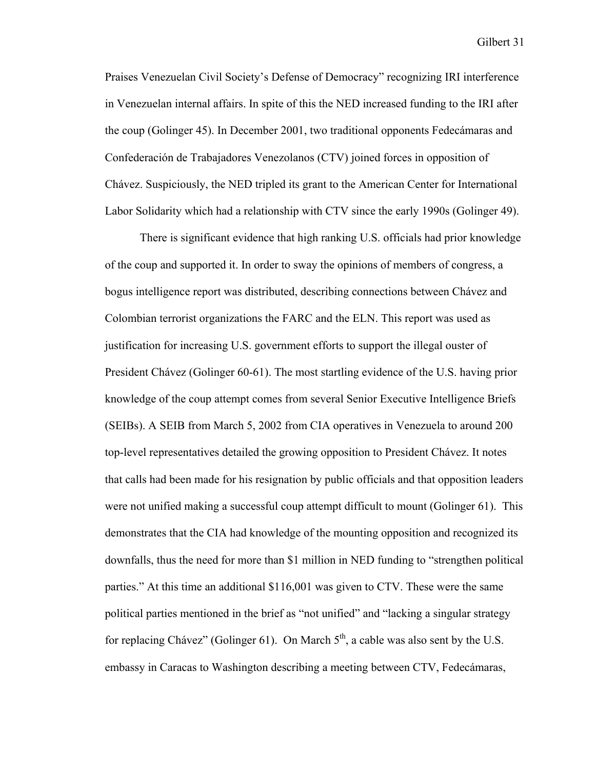Praises Venezuelan Civil Society's Defense of Democracy" recognizing IRI interference in Venezuelan internal affairs. In spite of this the NED increased funding to the IRI after the coup (Golinger 45). In December 2001, two traditional opponents Fedecámaras and Confederación de Trabajadores Venezolanos (CTV) joined forces in opposition of Chávez. Suspiciously, the NED tripled its grant to the American Center for International Labor Solidarity which had a relationship with CTV since the early 1990s (Golinger 49).

There is significant evidence that high ranking U.S. officials had prior knowledge of the coup and supported it. In order to sway the opinions of members of congress, a bogus intelligence report was distributed, describing connections between Chávez and Colombian terrorist organizations the FARC and the ELN. This report was used as justification for increasing U.S. government efforts to support the illegal ouster of President Chávez (Golinger 60-61). The most startling evidence of the U.S. having prior knowledge of the coup attempt comes from several Senior Executive Intelligence Briefs (SEIBs). A SEIB from March 5, 2002 from CIA operatives in Venezuela to around 200 top-level representatives detailed the growing opposition to President Chávez. It notes that calls had been made for his resignation by public officials and that opposition leaders were not unified making a successful coup attempt difficult to mount (Golinger 61). This demonstrates that the CIA had knowledge of the mounting opposition and recognized its downfalls, thus the need for more than $1 million in NED funding to "strengthen political parties." At this time an additional $116,001 was given to CTV. These were the same political parties mentioned in the brief as "not unified" and "lacking a singular strategy for replacing Chávez" (Golinger 61). On March 5th, a cable was also sent by the U.S. embassy in Caracas to Washington describing a meeting between CTV, Fedecámaras,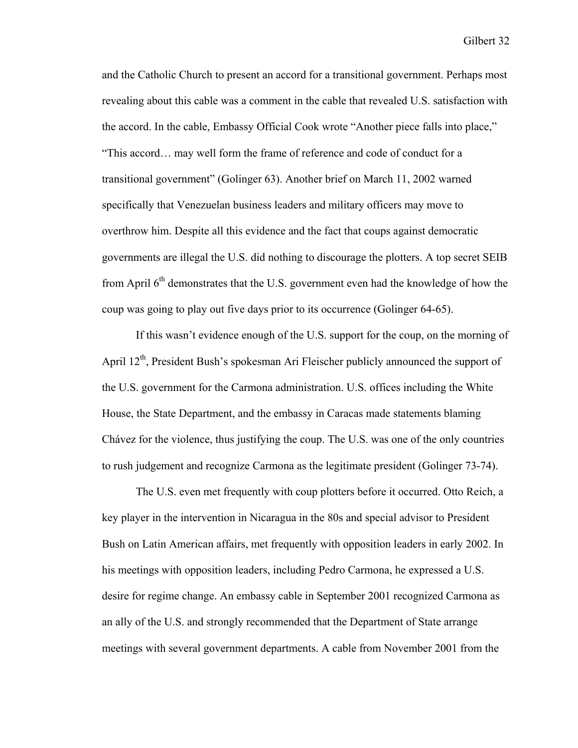and the Catholic Church to present an accord for a transitional government. Perhaps most revealing about this cable was a comment in the cable that revealed U.S. satisfaction with the accord. In the cable, Embassy Official Cook wrote "Another piece falls into place," "This accord… may well form the frame of reference and code of conduct for a transitional government" (Golinger 63). Another brief on March 11, 2002 warned specifically that Venezuelan business leaders and military officers may move to overthrow him. Despite all this evidence and the fact that coups against democratic governments are illegal the U.S. did nothing to discourage the plotters. A top secret SEIB from April 6th demonstrates that the U.S. government even had the knowledge of how the coup was going to play out five days prior to its occurrence (Golinger 64-65).

If this wasn't evidence enough of the U.S. support for the coup, on the morning of April 12th, President Bush's spokesman Ari Fleischer publicly announced the support of the U.S. government for the Carmona administration. U.S. offices including the White House, the State Department, and the embassy in Caracas made statements blaming Chávez for the violence, thus justifying the coup. The U.S. was one of the only countries to rush judgement and recognize Carmona as the legitimate president (Golinger 73-74).

The U.S. even met frequently with coup plotters before it occurred. Otto Reich, a key player in the intervention in Nicaragua in the 80s and special advisor to President Bush on Latin American affairs, met frequently with opposition leaders in early 2002. In his meetings with opposition leaders, including Pedro Carmona, he expressed a U.S. desire for regime change. An embassy cable in September 2001 recognized Carmona as an ally of the U.S. and strongly recommended that the Department of State arrange meetings with several government departments. A cable from November 2001 from the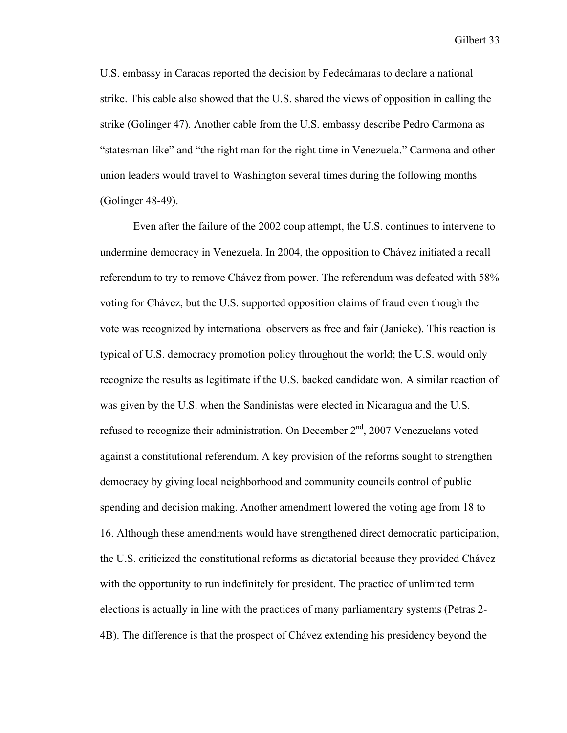U.S. embassy in Caracas reported the decision by Fedecámaras to declare a national strike. This cable also showed that the U.S. shared the views of opposition in calling the strike (Golinger 47). Another cable from the U.S. embassy describe Pedro Carmona as "statesman-like" and "the right man for the right time in Venezuela." Carmona and other union leaders would travel to Washington several times during the following months (Golinger 48-49).

Even after the failure of the 2002 coup attempt, the U.S. continues to intervene to undermine democracy in Venezuela. In 2004, the opposition to Chávez initiated a recall referendum to try to remove Chávez from power. The referendum was defeated with 58% voting for Chávez, but the U.S. supported opposition claims of fraud even though the vote was recognized by international observers as free and fair (Janicke). This reaction is typical of U.S. democracy promotion policy throughout the world; the U.S. would only recognize the results as legitimate if the U.S. backed candidate won. A similar reaction of was given by the U.S. when the Sandinistas were elected in Nicaragua and the U.S. refused to recognize their administration. On December 2nd, 2007 Venezuelans voted against a constitutional referendum. A key provision of the reforms sought to strengthen democracy by giving local neighborhood and community councils control of public spending and decision making. Another amendment lowered the voting age from 18 to 16. Although these amendments would have strengthened direct democratic participation, the U.S. criticized the constitutional reforms as dictatorial because they provided Chávez with the opportunity to run indefinitely for president. The practice of unlimited term elections is actually in line with the practices of many parliamentary systems (Petras 2-4B). The difference is that the prospect of Chávez extending his presidency beyond the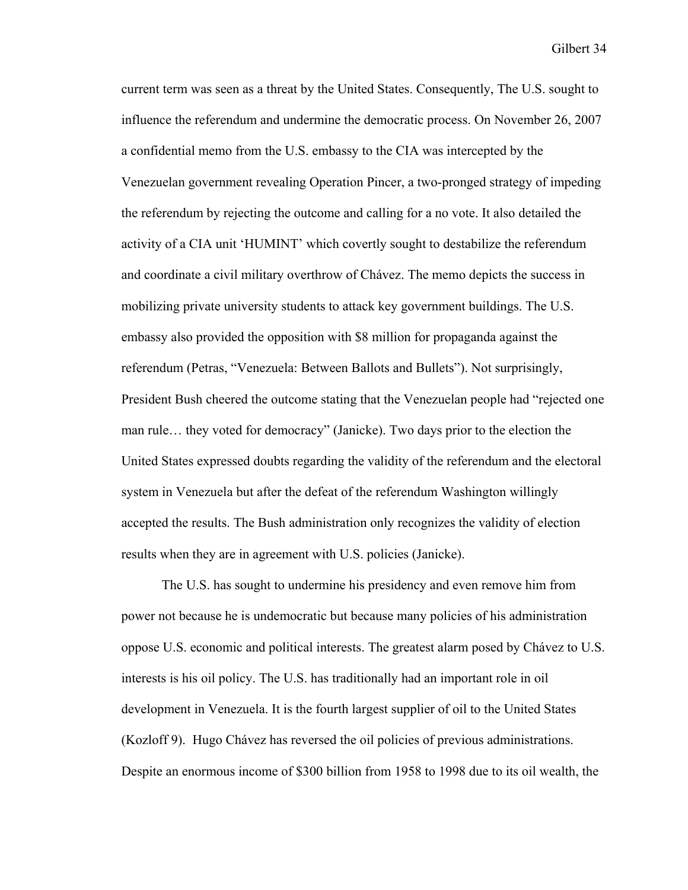current term was seen as a threat by the United States. Consequently, The U.S. sought to influence the referendum and undermine the democratic process. On November 26, 2007 a confidential memo from the U.S. embassy to the CIA was intercepted by the Venezuelan government revealing Operation Pincer, a two-pronged strategy of impeding the referendum by rejecting the outcome and calling for a no vote. It also detailed the activity of a CIA unit 'HUMINT' which covertly sought to destabilize the referendum and coordinate a civil military overthrow of Chávez. The memo depicts the success in mobilizing private university students to attack key government buildings. The U.S. embassy also provided the opposition with $8 million for propaganda against the referendum (Petras, "Venezuela: Between Ballots and Bullets"). Not surprisingly, President Bush cheered the outcome stating that the Venezuelan people had "rejected one man rule… they voted for democracy" (Janicke). Two days prior to the election the United States expressed doubts regarding the validity of the referendum and the electoral system in Venezuela but after the defeat of the referendum Washington willingly accepted the results. The Bush administration only recognizes the validity of election results when they are in agreement with U.S. policies (Janicke).

The U.S. has sought to undermine his presidency and even remove him from power not because he is undemocratic but because many policies of his administration oppose U.S. economic and political interests. The greatest alarm posed by Chávez to U.S. interests is his oil policy. The U.S. has traditionally had an important role in oil development in Venezuela. It is the fourth largest supplier of oil to the United States (Kozloff 9). Hugo Chávez has reversed the oil policies of previous administrations. Despite an enormous income of $300 billion from 1958 to 1998 due to its oil wealth, the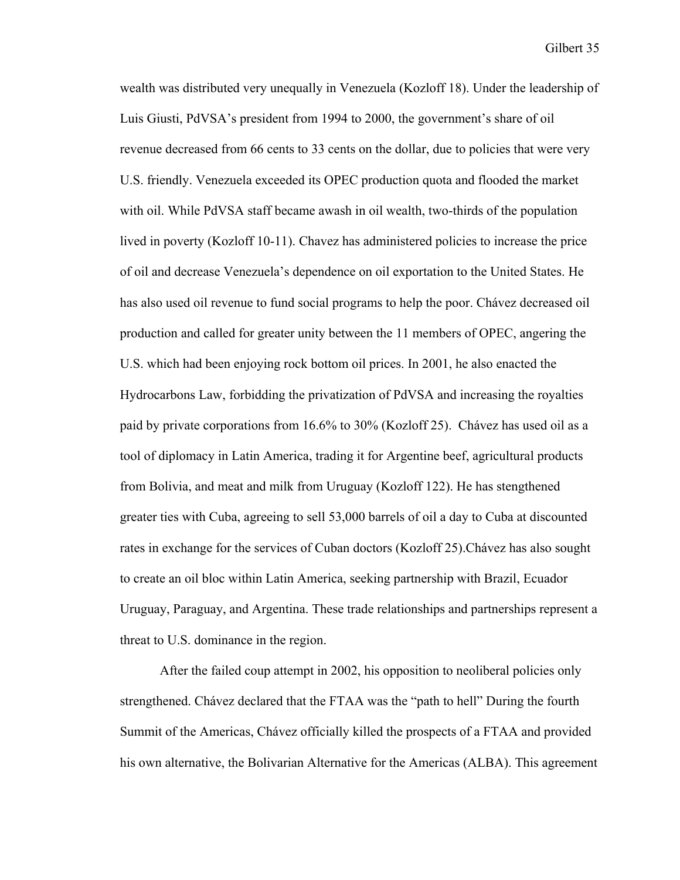wealth was distributed very unequally in Venezuela (Kozloff 18). Under the leadership of Luis Giusti, PdVSA's president from 1994 to 2000, the government's share of oil revenue decreased from 66 cents to 33 cents on the dollar, due to policies that were very U.S. friendly. Venezuela exceeded its OPEC production quota and flooded the market with oil. While PdVSA staff became awash in oil wealth, two-thirds of the population lived in poverty (Kozloff 10-11). Chavez has administered policies to increase the price of oil and decrease Venezuela's dependence on oil exportation to the United States. He has also used oil revenue to fund social programs to help the poor. Chávez decreased oil production and called for greater unity between the 11 members of OPEC, angering the U.S. which had been enjoying rock bottom oil prices. In 2001, he also enacted the Hydrocarbons Law, forbidding the privatization of PdVSA and increasing the royalties paid by private corporations from 16.6% to 30% (Kozloff 25). Chávez has used oil as a tool of diplomacy in Latin America, trading it for Argentine beef, agricultural products from Bolivia, and meat and milk from Uruguay (Kozloff 122). He has stengthened greater ties with Cuba, agreeing to sell 53,000 barrels of oil a day to Cuba at discounted rates in exchange for the services of Cuban doctors (Kozloff 25).Chávez has also sought to create an oil bloc within Latin America, seeking partnership with Brazil, Ecuador Uruguay, Paraguay, and Argentina. These trade relationships and partnerships represent a threat to U.S. dominance in the region.

After the failed coup attempt in 2002, his opposition to neoliberal policies only strengthened. Chávez declared that the FTAA was the "path to hell" During the fourth Summit of the Americas, Chávez officially killed the prospects of a FTAA and provided his own alternative, the Bolivarian Alternative for the Americas (ALBA). This agreement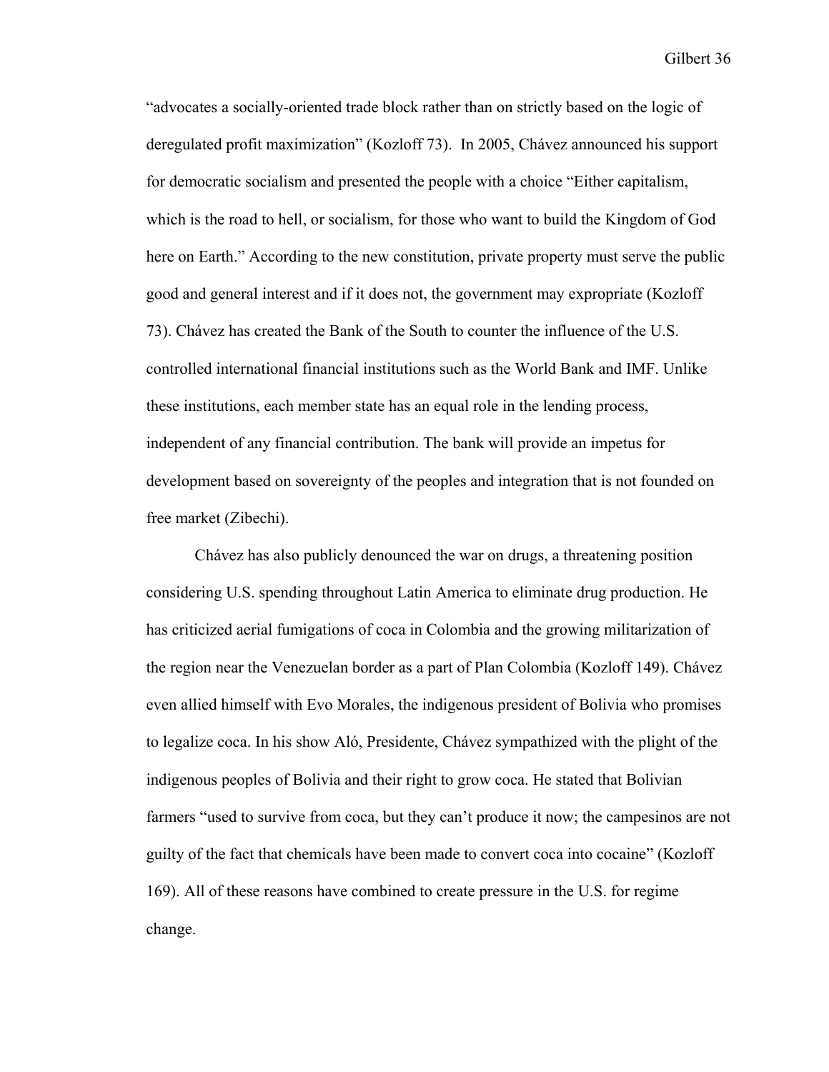"advocates a socially-oriented trade block rather than on strictly based on the logic of deregulated profit maximization" (Kozloff 73). In 2005, Chávez announced his support for democratic socialism and presented the people with a choice "Either capitalism, which is the road to hell, or socialism, for those who want to build the Kingdom of God here on Earth." According to the new constitution, private property must serve the public good and general interest and if it does not, the government may expropriate (Kozloff 73). Chávez has created the Bank of the South to counter the influence of the U.S. controlled international financial institutions such as the World Bank and IMF. Unlike these institutions, each member state has an equal role in the lending process, independent of any financial contribution. The bank will provide an impetus for development based on sovereignty of the peoples and integration that is not founded on free market (Zibechi).

Chávez has also publicly denounced the war on drugs, a threatening position considering U.S. spending throughout Latin America to eliminate drug production. He has criticized aerial fumigations of coca in Colombia and the growing militarization of the region near the Venezuelan border as a part of Plan Colombia (Kozloff 149). Chávez even allied himself with Evo Morales, the indigenous president of Bolivia who promises to legalize coca. In his show Aló, Presidente, Chávez sympathized with the plight of the indigenous peoples of Bolivia and their right to grow coca. He stated that Bolivian farmers "used to survive from coca, but they can't produce it now; the campesinos are not guilty of the fact that chemicals have been made to convert coca into cocaine" (Kozloff 169). All of these reasons have combined to create pressure in the U.S. for regime change.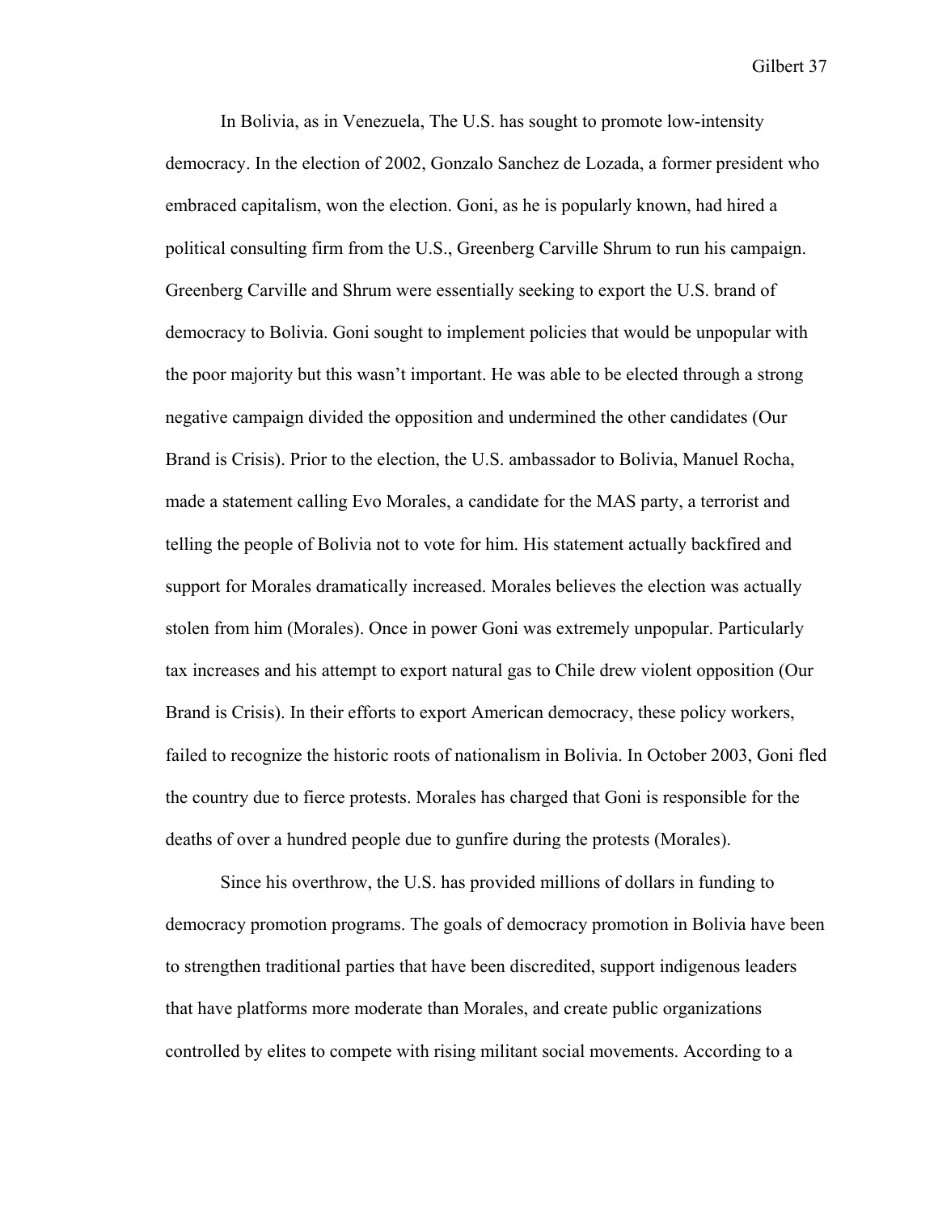In Bolivia, as in Venezuela, The U.S. has sought to promote low-intensity democracy. In the election of 2002, Gonzalo Sanchez de Lozada, a former president who embraced capitalism, won the election. Goni, as he is popularly known, had hired a political consulting firm from the U.S., Greenberg Carville Shrum to run his campaign. Greenberg Carville and Shrum were essentially seeking to export the U.S. brand of democracy to Bolivia. Goni sought to implement policies that would be unpopular with the poor majority but this wasn't important. He was able to be elected through a strong negative campaign divided the opposition and undermined the other candidates (Our Brand is Crisis). Prior to the election, the U.S. ambassador to Bolivia, Manuel Rocha, made a statement calling Evo Morales, a candidate for the MAS party, a terrorist and telling the people of Bolivia not to vote for him. His statement actually backfired and support for Morales dramatically increased. Morales believes the election was actually stolen from him (Morales). Once in power Goni was extremely unpopular. Particularly tax increases and his attempt to export natural gas to Chile drew violent opposition (Our Brand is Crisis). In their efforts to export American democracy, these policy workers, failed to recognize the historic roots of nationalism in Bolivia. In October 2003, Goni fled the country due to fierce protests. Morales has charged that Goni is responsible for the deaths of over a hundred people due to gunfire during the protests (Morales).

Since his overthrow, the U.S. has provided millions of dollars in funding to democracy promotion programs. The goals of democracy promotion in Bolivia have been to strengthen traditional parties that have been discredited, support indigenous leaders that have platforms more moderate than Morales, and create public organizations controlled by elites to compete with rising militant social movements. According to a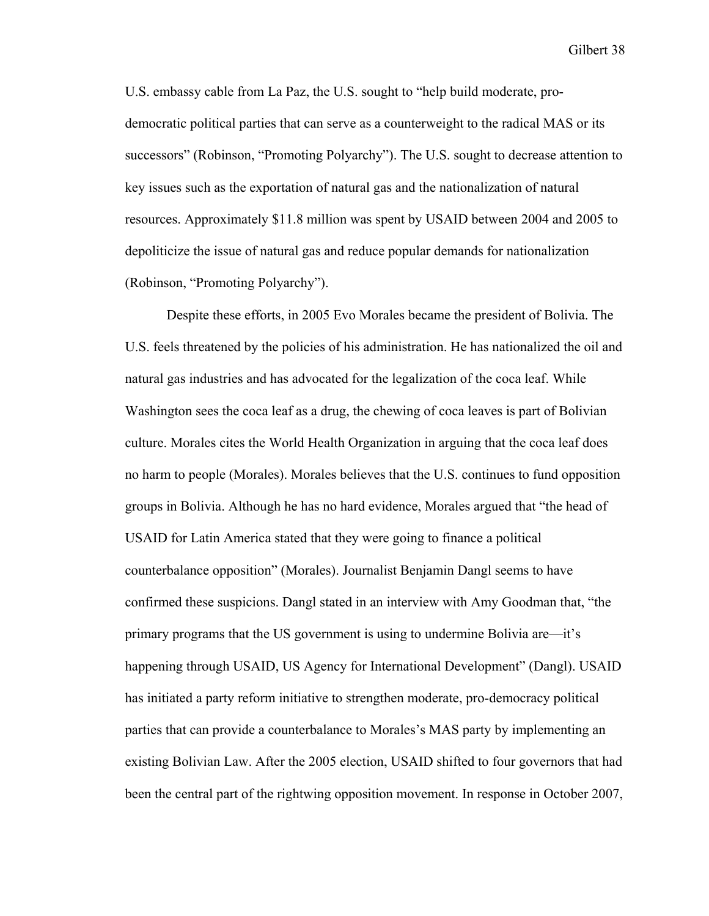U.S. embassy cable from La Paz, the U.S. sought to "help build moderate, pro-democratic political parties that can serve as a counterweight to the radical MAS or its successors" (Robinson, "Promoting Polyarchy"). The U.S. sought to decrease attention to key issues such as the exportation of natural gas and the nationalization of natural resources. Approximately $11.8 million was spent by USAID between 2004 and 2005 to depoliticize the issue of natural gas and reduce popular demands for nationalization (Robinson, "Promoting Polyarchy").

Despite these efforts, in 2005 Evo Morales became the president of Bolivia. The U.S. feels threatened by the policies of his administration. He has nationalized the oil and natural gas industries and has advocated for the legalization of the coca leaf. While Washington sees the coca leaf as a drug, the chewing of coca leaves is part of Bolivian culture. Morales cites the World Health Organization in arguing that the coca leaf does no harm to people (Morales). Morales believes that the U.S. continues to fund opposition groups in Bolivia. Although he has no hard evidence, Morales argued that "the head of USAID for Latin America stated that they were going to finance a political counterbalance opposition" (Morales). Journalist Benjamin Dangl seems to have confirmed these suspicions. Dangl stated in an interview with Amy Goodman that, "the primary programs that the US government is using to undermine Bolivia are—it's happening through USAID, US Agency for International Development" (Dangl). USAID has initiated a party reform initiative to strengthen moderate, pro-democracy political parties that can provide a counterbalance to Morales's MAS party by implementing an existing Bolivian Law. After the 2005 election, USAID shifted to four governors that had been the central part of the rightwing opposition movement. In response in October 2007,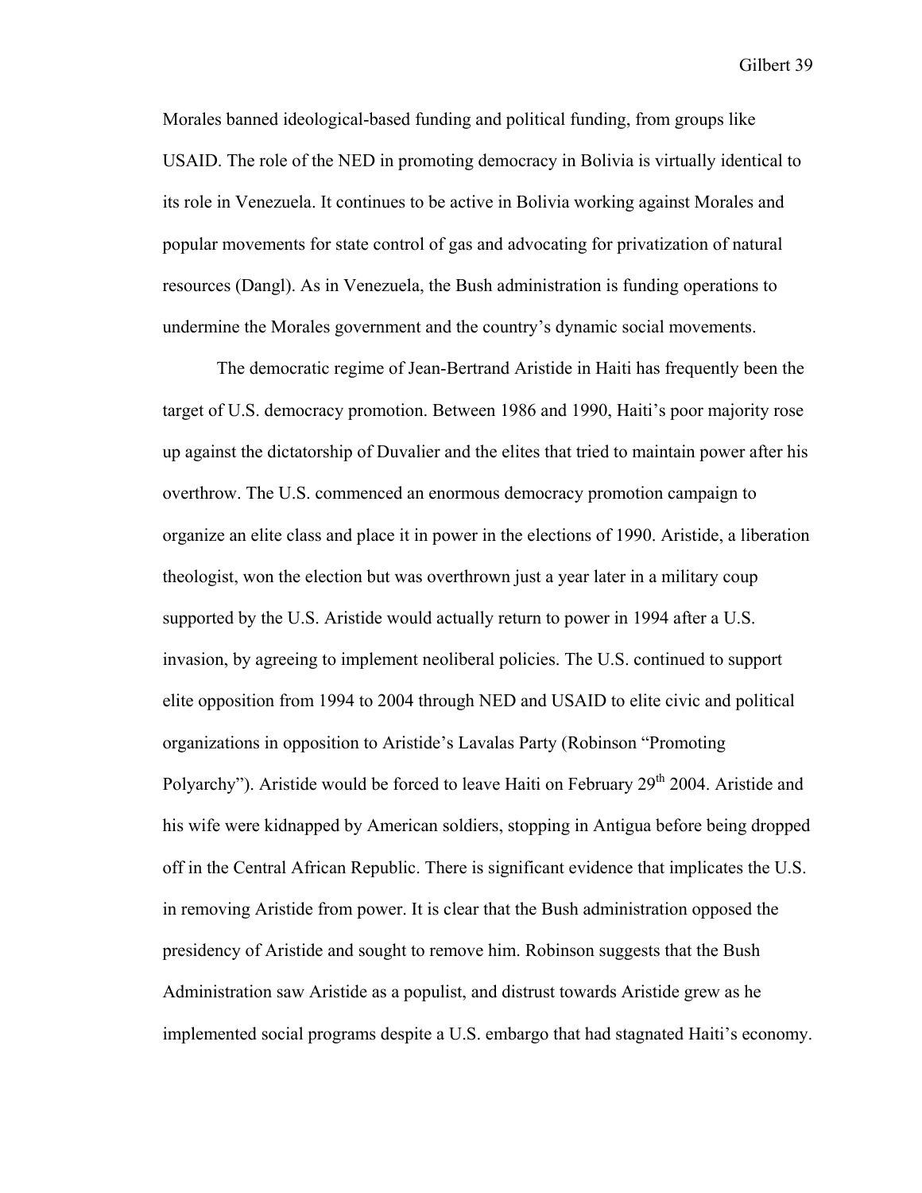Morales banned ideological-based funding and political funding, from groups like USAID. The role of the NED in promoting democracy in Bolivia is virtually identical to its role in Venezuela. It continues to be active in Bolivia working against Morales and popular movements for state control of gas and advocating for privatization of natural resources (Dangl). As in Venezuela, the Bush administration is funding operations to undermine the Morales government and the country's dynamic social movements.

The democratic regime of Jean-Bertrand Aristide in Haiti has frequently been the target of U.S. democracy promotion. Between 1986 and 1990, Haiti's poor majority rose up against the dictatorship of Duvalier and the elites that tried to maintain power after his overthrow. The U.S. commenced an enormous democracy promotion campaign to organize an elite class and place it in power in the elections of 1990. Aristide, a liberation theologist, won the election but was overthrown just a year later in a military coup supported by the U.S. Aristide would actually return to power in 1994 after a U.S. invasion, by agreeing to implement neoliberal policies. The U.S. continued to support elite opposition from 1994 to 2004 through NED and USAID to elite civic and political organizations in opposition to Aristide's Lavalas Party (Robinson "Promoting Polyarchy"). Aristide would be forced to leave Haiti on February 29th 2004. Aristide and his wife were kidnapped by American soldiers, stopping in Antigua before being dropped off in the Central African Republic. There is significant evidence that implicates the U.S. in removing Aristide from power. It is clear that the Bush administration opposed the presidency of Aristide and sought to remove him. Robinson suggests that the Bush Administration saw Aristide as a populist, and distrust towards Aristide grew as he implemented social programs despite a U.S. embargo that had stagnated Haiti's economy.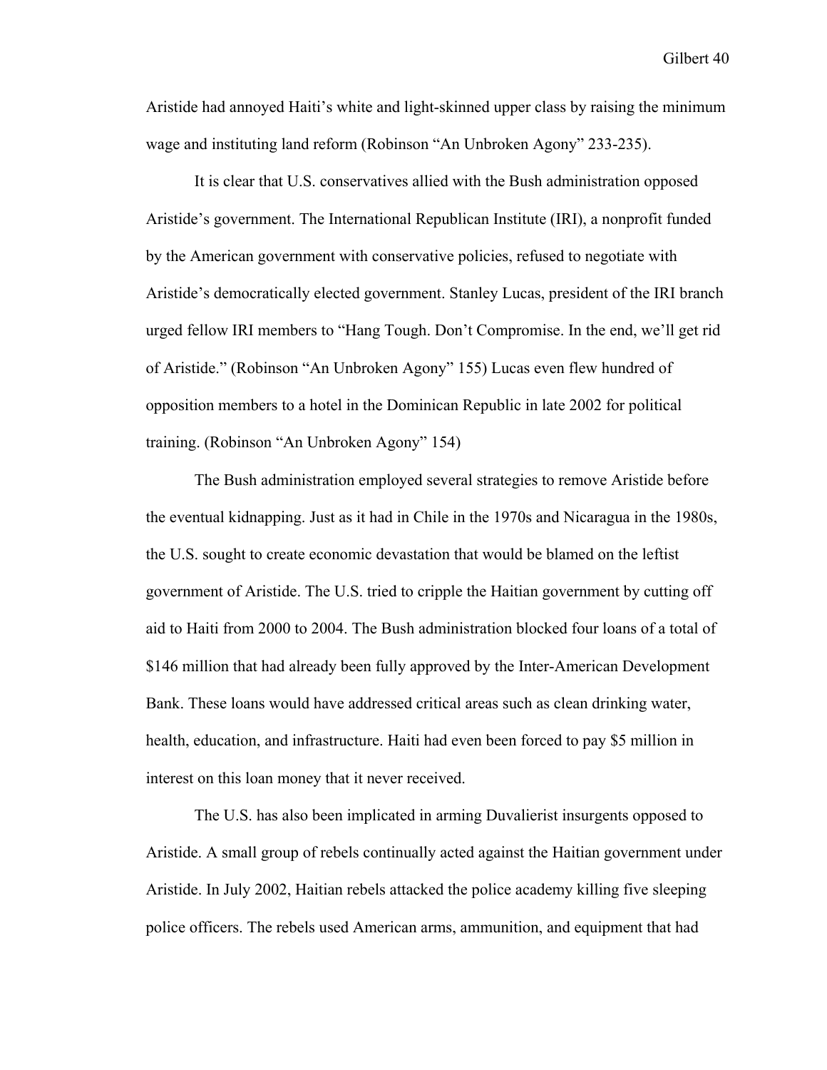Aristide had annoyed Haiti's white and light-skinned upper class by raising the minimum wage and instituting land reform (Robinson "An Unbroken Agony" 233-235).

It is clear that U.S. conservatives allied with the Bush administration opposed Aristide's government. The International Republican Institute (IRI), a nonprofit funded by the American government with conservative policies, refused to negotiate with Aristide's democratically elected government. Stanley Lucas, president of the IRI branch urged fellow IRI members to "Hang Tough. Don't Compromise. In the end, we'll get rid of Aristide." (Robinson "An Unbroken Agony" 155) Lucas even flew hundred of opposition members to a hotel in the Dominican Republic in late 2002 for political training. (Robinson "An Unbroken Agony" 154)

The Bush administration employed several strategies to remove Aristide before the eventual kidnapping. Just as it had in Chile in the 1970s and Nicaragua in the 1980s, the U.S. sought to create economic devastation that would be blamed on the leftist government of Aristide. The U.S. tried to cripple the Haitian government by cutting off aid to Haiti from 2000 to 2004. The Bush administration blocked four loans of a total of $146 million that had already been fully approved by the Inter-American Development Bank. These loans would have addressed critical areas such as clean drinking water, health, education, and infrastructure. Haiti had even been forced to pay $5 million in interest on this loan money that it never received.

The U.S. has also been implicated in arming Duvalierist insurgents opposed to Aristide. A small group of rebels continually acted against the Haitian government under Aristide. In July 2002, Haitian rebels attacked the police academy killing five sleeping police officers. The rebels used American arms, ammunition, and equipment that had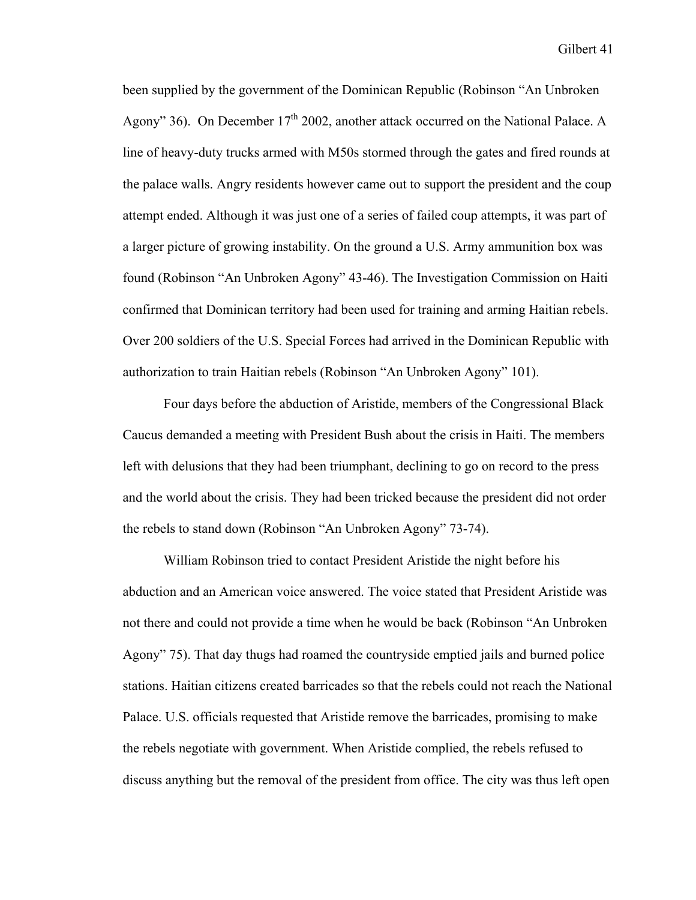been supplied by the government of the Dominican Republic (Robinson "An Unbroken Agony" 36). On December 17th 2002, another attack occurred on the National Palace. A line of heavy-duty trucks armed with M50s stormed through the gates and fired rounds at the palace walls. Angry residents however came out to support the president and the coup attempt ended. Although it was just one of a series of failed coup attempts, it was part of a larger picture of growing instability. On the ground a U.S. Army ammunition box was found (Robinson "An Unbroken Agony" 43-46). The Investigation Commission on Haiti confirmed that Dominican territory had been used for training and arming Haitian rebels. Over 200 soldiers of the U.S. Special Forces had arrived in the Dominican Republic with authorization to train Haitian rebels (Robinson "An Unbroken Agony" 101).

Four days before the abduction of Aristide, members of the Congressional Black Caucus demanded a meeting with President Bush about the crisis in Haiti. The members left with delusions that they had been triumphant, declining to go on record to the press and the world about the crisis. They had been tricked because the president did not order the rebels to stand down (Robinson "An Unbroken Agony" 73-74).

William Robinson tried to contact President Aristide the night before his abduction and an American voice answered. The voice stated that President Aristide was not there and could not provide a time when he would be back (Robinson "An Unbroken Agony" 75). That day thugs had roamed the countryside emptied jails and burned police stations. Haitian citizens created barricades so that the rebels could not reach the National Palace. U.S. officials requested that Aristide remove the barricades, promising to make the rebels negotiate with government. When Aristide complied, the rebels refused to discuss anything but the removal of the president from office. The city was thus left open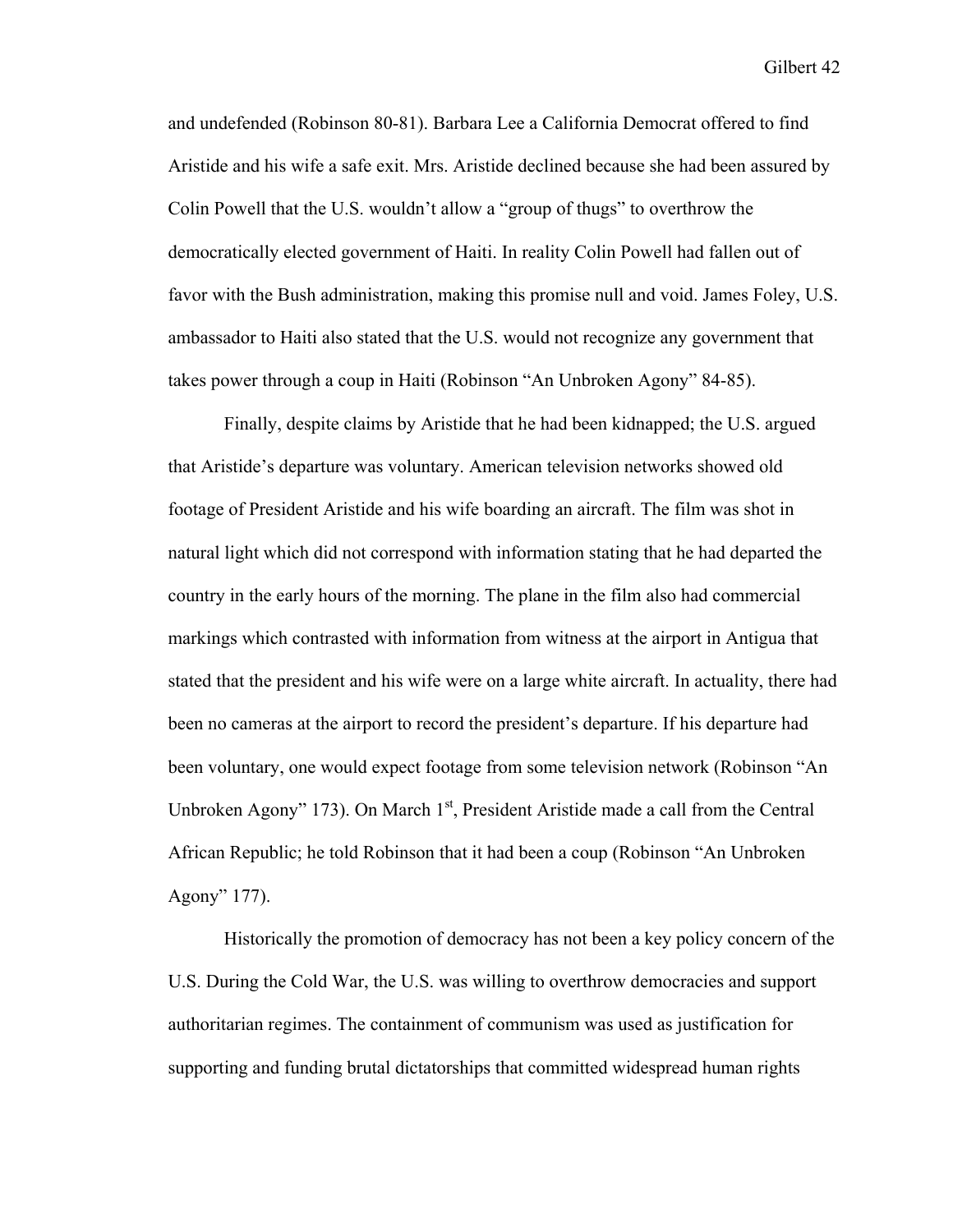and undefended (Robinson 80-81). Barbara Lee a California Democrat offered to find Aristide and his wife a safe exit. Mrs. Aristide declined because she had been assured by Colin Powell that the U.S. wouldn't allow a "group of thugs" to overthrow the democratically elected government of Haiti. In reality Colin Powell had fallen out of favor with the Bush administration, making this promise null and void. James Foley, U.S. ambassador to Haiti also stated that the U.S. would not recognize any government that takes power through a coup in Haiti (Robinson "An Unbroken Agony" 84-85).

Finally, despite claims by Aristide that he had been kidnapped; the U.S. argued that Aristide's departure was voluntary. American television networks showed old footage of President Aristide and his wife boarding an aircraft. The film was shot in natural light which did not correspond with information stating that he had departed the country in the early hours of the morning. The plane in the film also had commercial markings which contrasted with information from witness at the airport in Antigua that stated that the president and his wife were on a large white aircraft. In actuality, there had been no cameras at the airport to record the president's departure. If his departure had been voluntary, one would expect footage from some television network (Robinson "An Unbroken Agony" 173). On March 1st, President Aristide made a call from the Central African Republic; he told Robinson that it had been a coup (Robinson "An Unbroken Agony" 177).

Historically the promotion of democracy has not been a key policy concern of the U.S. During the Cold War, the U.S. was willing to overthrow democracies and support authoritarian regimes. The containment of communism was used as justification for supporting and funding brutal dictatorships that committed widespread human rights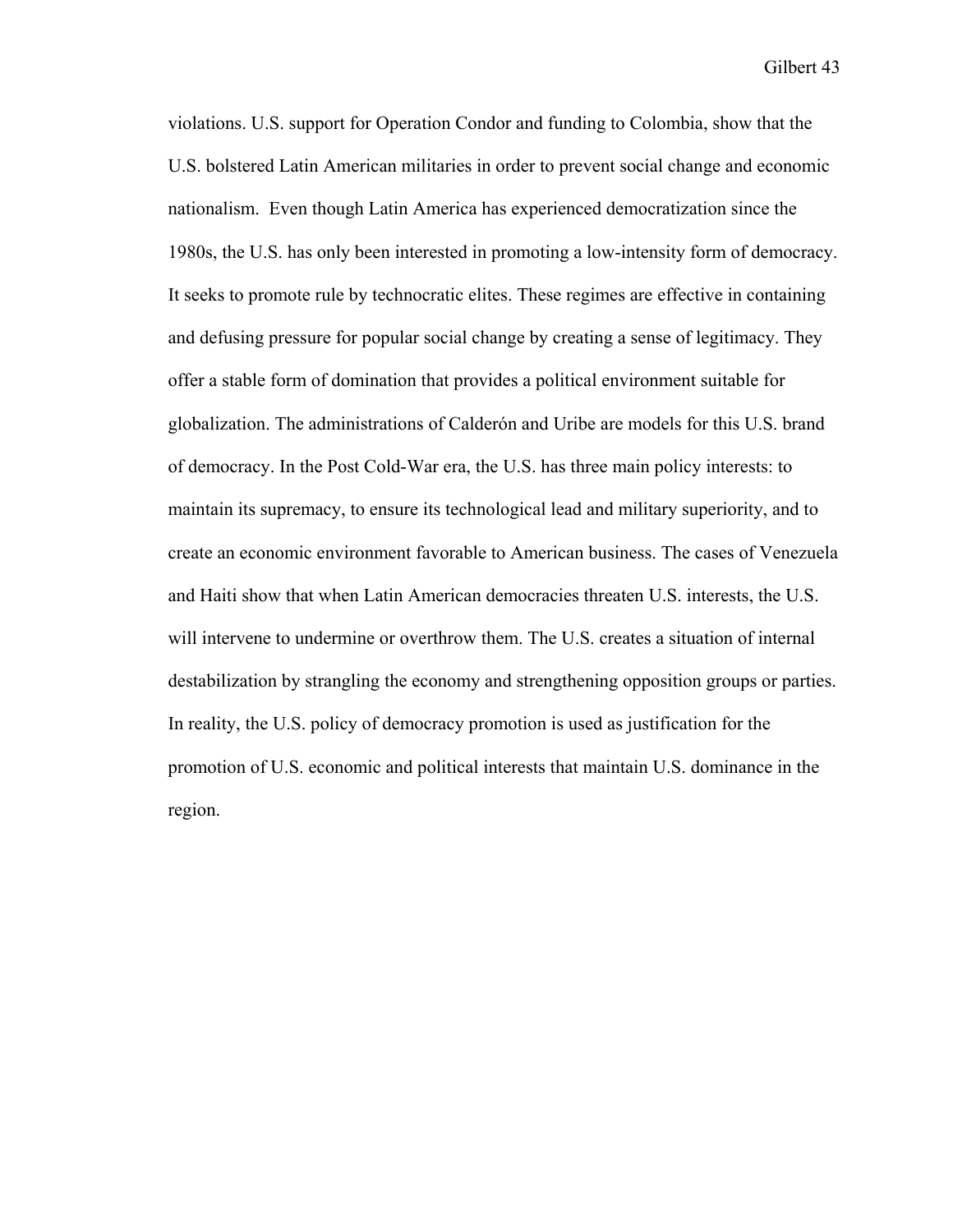violations. U.S. support for Operation Condor and funding to Colombia, show that the U.S. bolstered Latin American militaries in order to prevent social change and economic nationalism. Even though Latin America has experienced democratization since the 1980s, the U.S. has only been interested in promoting a low-intensity form of democracy. It seeks to promote rule by technocratic elites. These regimes are effective in containing and defusing pressure for popular social change by creating a sense of legitimacy. They offer a stable form of domination that provides a political environment suitable for globalization. The administrations of Calderón and Uribe are models for this U.S. brand of democracy. In the Post Cold-War era, the U.S. has three main policy interests: to maintain its supremacy, to ensure its technological lead and military superiority, and to create an economic environment favorable to American business. The cases of Venezuela and Haiti show that when Latin American democracies threaten U.S. interests, the U.S. will intervene to undermine or overthrow them. The U.S. creates a situation of internal destabilization by strangling the economy and strengthening opposition groups or parties. In reality, the U.S. policy of democracy promotion is used as justification for the promotion of U.S. economic and political interests that maintain U.S. dominance in the region.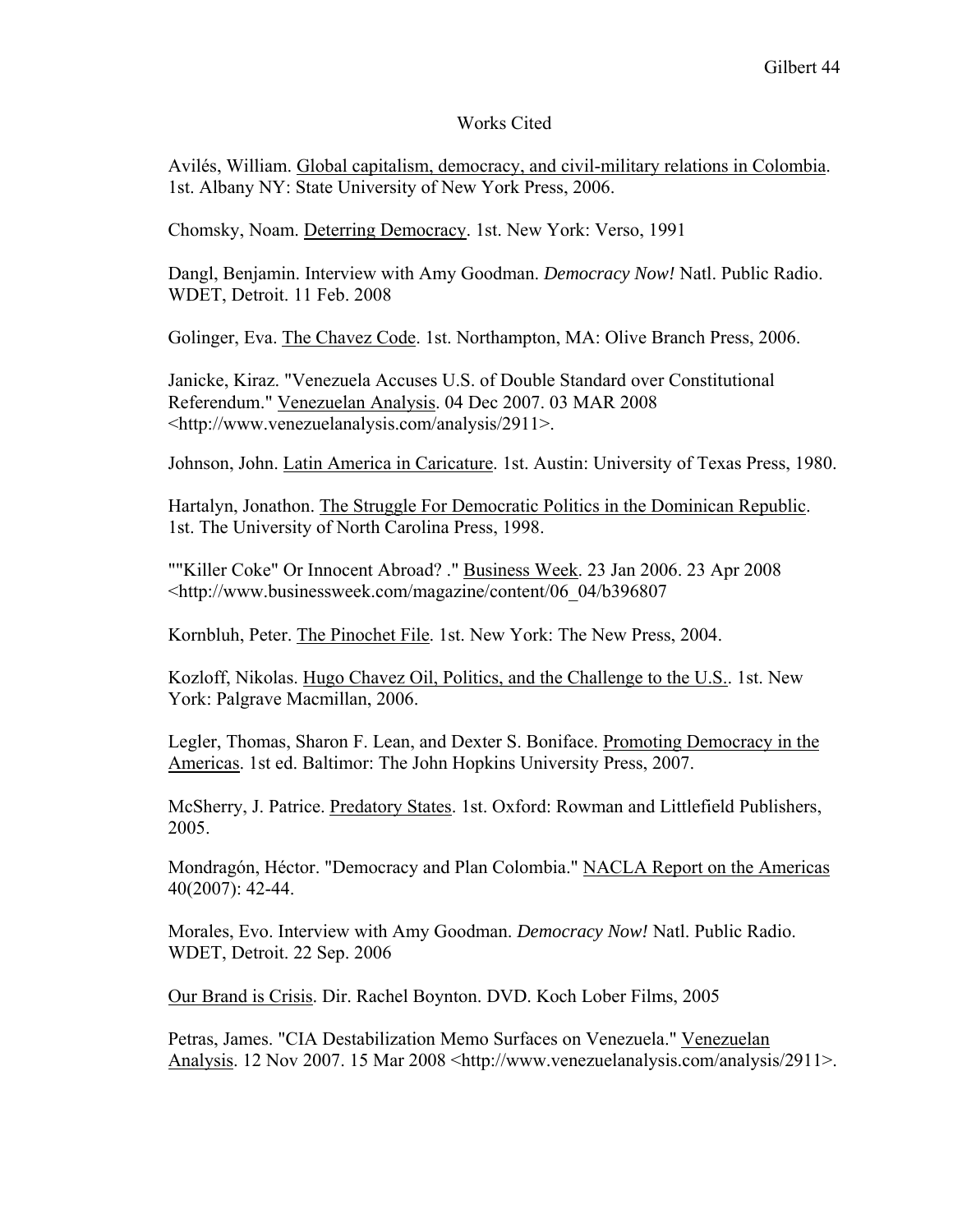# Works Cited

Avilés, William. Global capitalism, democracy, and civil-military relations in Colombia. 1st. Albany NY: State University of New York Press, 2006.

Chomsky, Noam. Deterring Democracy. 1st. New York: Verso, 1991

Dangl, Benjamin. Interview with Amy Goodman. *Democracy Now!* Natl. Public Radio. WDET, Detroit. 11 Feb. 2008

Golinger, Eva. The Chavez Code. 1st. Northampton, MA: Olive Branch Press, 2006.

Janicke, Kiraz. "Venezuela Accuses U.S. of Double Standard over Constitutional Referendum." Venezuelan Analysis. 04 Dec 2007. 03 MAR 2008 <http://www.venezuelanalysis.com/analysis/2911>.

Johnson, John. Latin America in Caricature. 1st. Austin: University of Texas Press, 1980.

Hartalyn, Jonathon. The Struggle For Democratic Politics in the Dominican Republic. 1st. The University of North Carolina Press, 1998.

""Killer Coke" Or Innocent Abroad? ." Business Week. 23 Jan 2006. 23 Apr 2008 <http://www.businessweek.com/magazine/content/06_04/b396807

Kornbluh, Peter. The Pinochet File. 1st. New York: The New Press, 2004.

Kozloff, Nikolas. Hugo Chavez Oil, Politics, and the Challenge to the U.S.. 1st. New York: Palgrave Macmillan, 2006.

Legler, Thomas, Sharon F. Lean, and Dexter S. Boniface. Promoting Democracy in the Americas. 1st ed. Baltimor: The John Hopkins University Press, 2007.

McSherry, J. Patrice. Predatory States. 1st. Oxford: Rowman and Littlefield Publishers, 2005.

Mondragón, Héctor. "Democracy and Plan Colombia." NACLA Report on the Americas 40(2007): 42-44.

Morales, Evo. Interview with Amy Goodman. *Democracy Now!* Natl. Public Radio. WDET, Detroit. 22 Sep. 2006

Our Brand is Crisis. Dir. Rachel Boynton. DVD. Koch Lober Films, 2005

Petras, James. "CIA Destabilization Memo Surfaces on Venezuela." Venezuelan Analysis. 12 Nov 2007. 15 Mar 2008 <http://www.venezuelanalysis.com/analysis/2911>.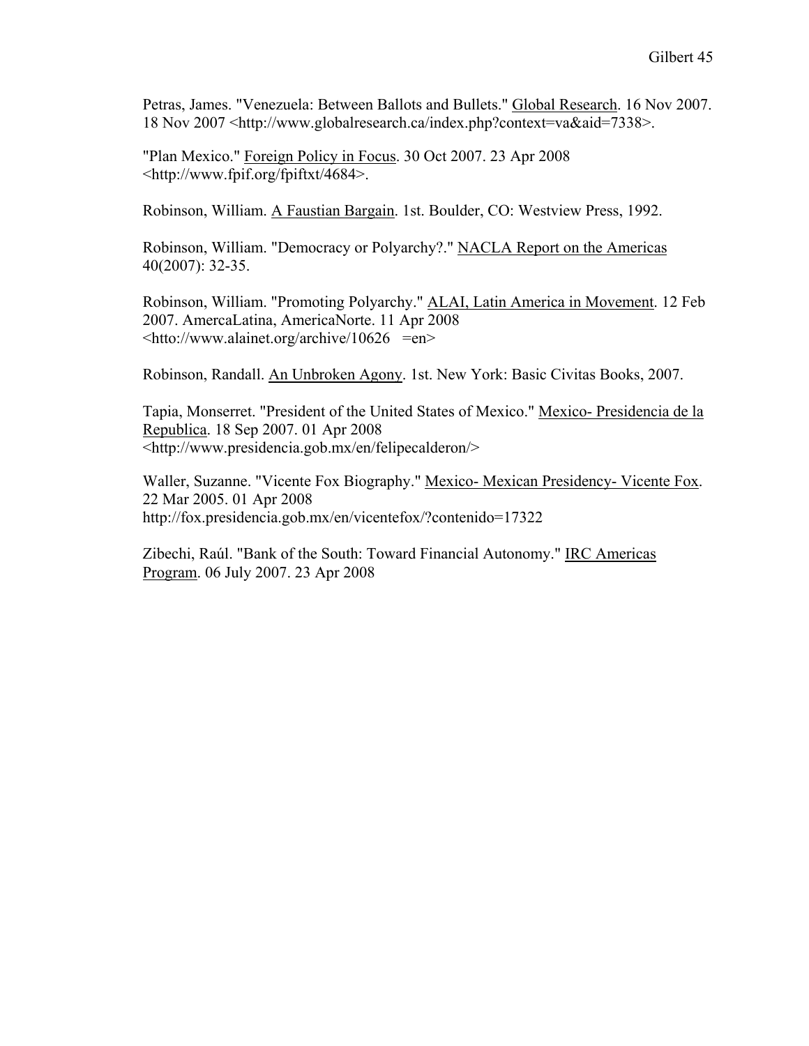Petras, James. "Venezuela: Between Ballots and Bullets." Global Research. 16 Nov 2007. 18 Nov 2007 <http://www.globalresearch.ca/index.php?context=va&aid=7338>.

"Plan Mexico." Foreign Policy in Focus. 30 Oct 2007. 23 Apr 2008 <http://www.fpif.org/fpiftxt/4684>.

Robinson, William. A Faustian Bargain. 1st. Boulder, CO: Westview Press, 1992.

Robinson, William. "Democracy or Polyarchy?." NACLA Report on the Americas 40(2007): 32-35.

Robinson, William. "Promoting Polyarchy." ALAI, Latin America in Movement. 12 Feb 2007. AmercaLatina, AmericaNorte. 11 Apr 2008 <htto://www.alainet.org/archive/10626 =en>

Robinson, Randall. An Unbroken Agony. 1st. New York: Basic Civitas Books, 2007.

Tapia, Monserret. "President of the United States of Mexico." Mexico- Presidencia de la Republica. 18 Sep 2007. 01 Apr 2008 <http://www.presidencia.gob.mx/en/felipecalderon/>

Waller, Suzanne. "Vicente Fox Biography." Mexico- Mexican Presidency- Vicente Fox. 22 Mar 2005. 01 Apr 2008 http://fox.presidencia.gob.mx/en/vicentefox/?contenido=17322

Zibechi, Raúl. "Bank of the South: Toward Financial Autonomy." IRC Americas Program. 06 July 2007. 23 Apr 2008